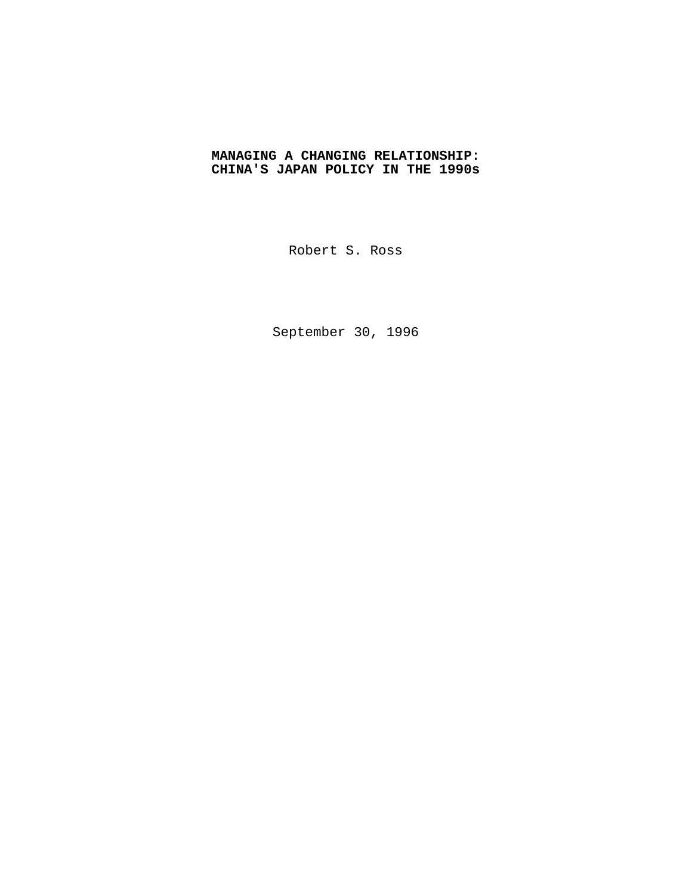# MANAGING A CHANGING RELATIONSHIP: CHINA'S JAPAN POLICY IN THE 1990s

Robert S. Ross

September 30, 1996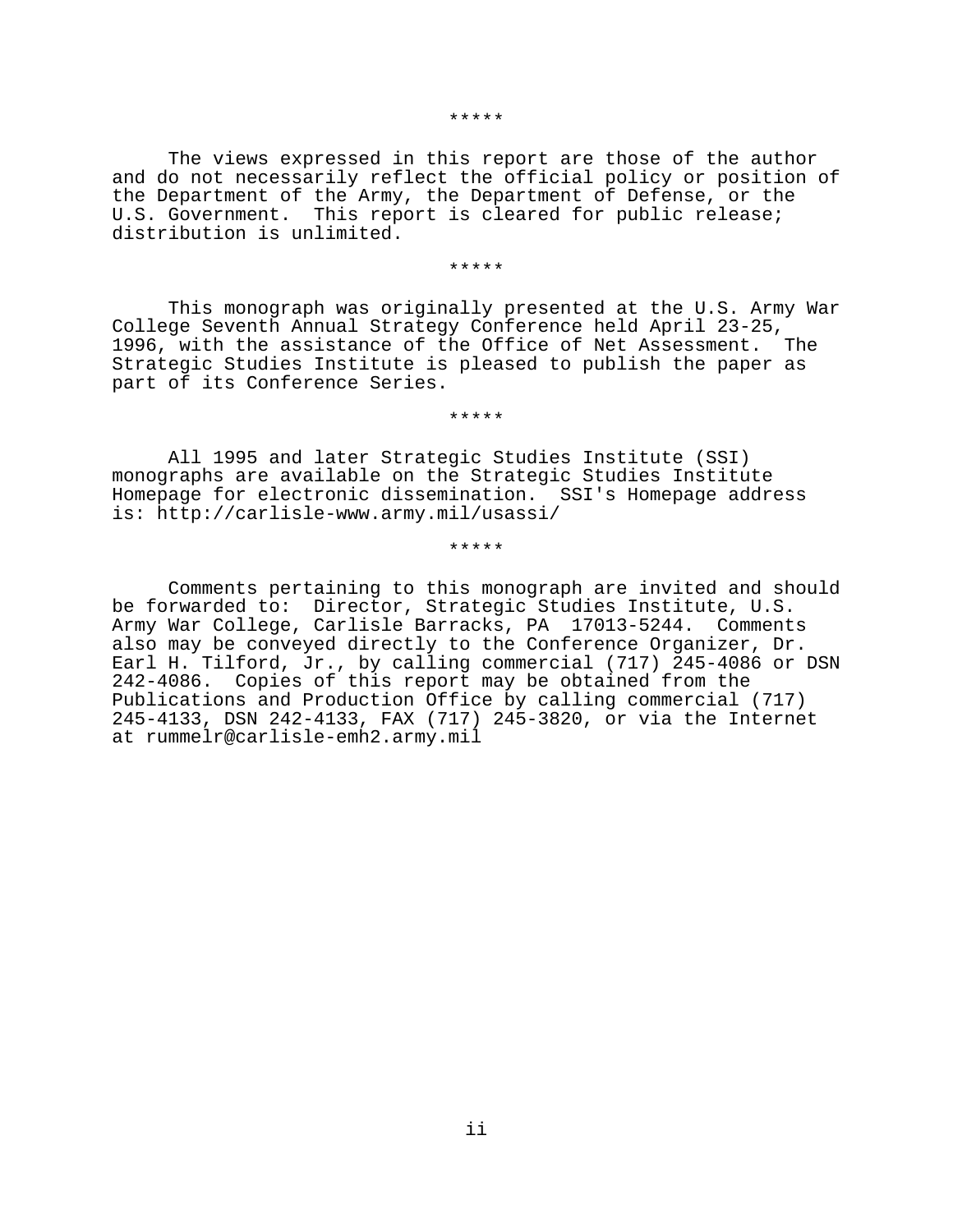*****

The views expressed in this report are those of the author and do not necessarily reflect the official policy or position of the Department of the Army, the Department of Defense, or the U.S. Government. This report is cleared for public release; distribution is unlimited.

*****

This monograph was originally presented at the U.S. Army War College Seventh Annual Strategy Conference held April 23-25, 1996, with the assistance of the Office of Net Assessment. The Strategic Studies Institute is pleased to publish the paper as part of its Conference Series.

*****

All 1995 and later Strategic Studies Institute (SSI) monographs are available on the Strategic Studies Institute Homepage for electronic dissemination. SSI's Homepage address is: http://carlisle-www.army.mil/usassi/

*****

Comments pertaining to this monograph are invited and should be forwarded to: Director, Strategic Studies Institute, U.S. Army War College, Carlisle Barracks, PA 17013-5244. Comments also may be conveyed directly to the Conference Organizer, Dr. Earl H. Tilford, Jr., by calling commercial (717) 245-4086 or DSN 242-4086. Copies of this report may be obtained from the Publications and Production Office by calling commercial (717) 245-4133, DSN 242-4133, FAX (717) 245-3820, or via the Internet at rummelr@carlisle-emh2.army.mil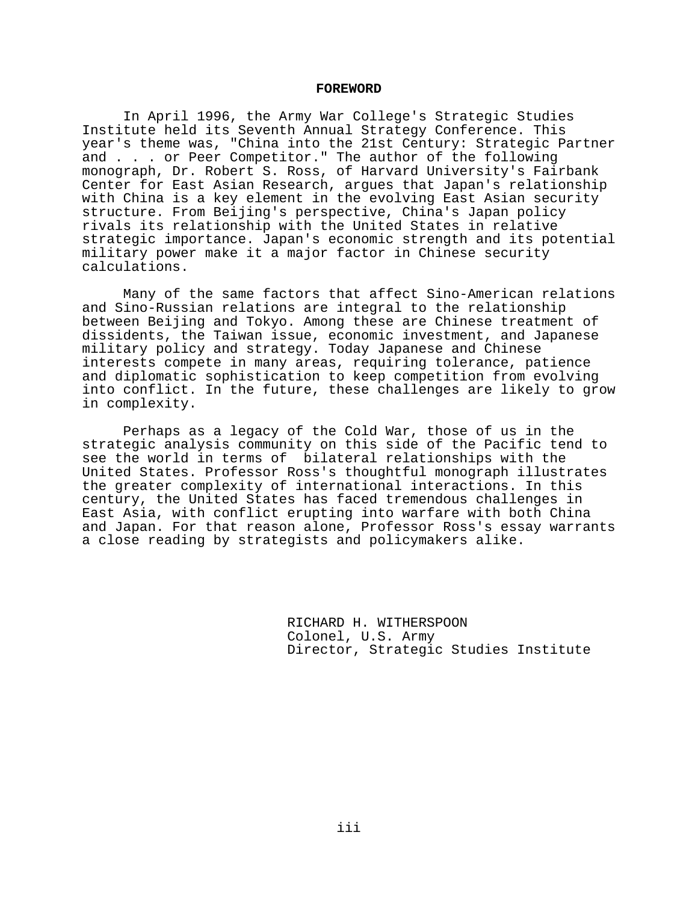# FOREWORD

In April 1996, the Army War College's Strategic Studies Institute held its Seventh Annual Strategy Conference. This year's theme was, "China into the 21st Century: Strategic Partner and . . . or Peer Competitor." The author of the following monograph, Dr. Robert S. Ross, of Harvard University's Fairbank Center for East Asian Research, argues that Japan's relationship with China is a key element in the evolving East Asian security structure. From Beijing's perspective, China's Japan policy rivals its relationship with the United States in relative strategic importance. Japan's economic strength and its potential military power make it a major factor in Chinese security calculations.

Many of the same factors that affect Sino-American relations and Sino-Russian relations are integral to the relationship between Beijing and Tokyo. Among these are Chinese treatment of dissidents, the Taiwan issue, economic investment, and Japanese military policy and strategy. Today Japanese and Chinese interests compete in many areas, requiring tolerance, patience and diplomatic sophistication to keep competition from evolving into conflict. In the future, these challenges are likely to grow in complexity.

Perhaps as a legacy of the Cold War, those of us in the strategic analysis community on this side of the Pacific tend to see the world in terms of bilateral relationships with the United States. Professor Ross's thoughtful monograph illustrates the greater complexity of international interactions. In this century, the United States has faced tremendous challenges in East Asia, with conflict erupting into warfare with both China and Japan. For that reason alone, Professor Ross's essay warrants a close reading by strategists and policymakers alike.

RICHARD H. WITHERSPOON  
Colonel, U.S. Army  
Director, Strategic Studies Institute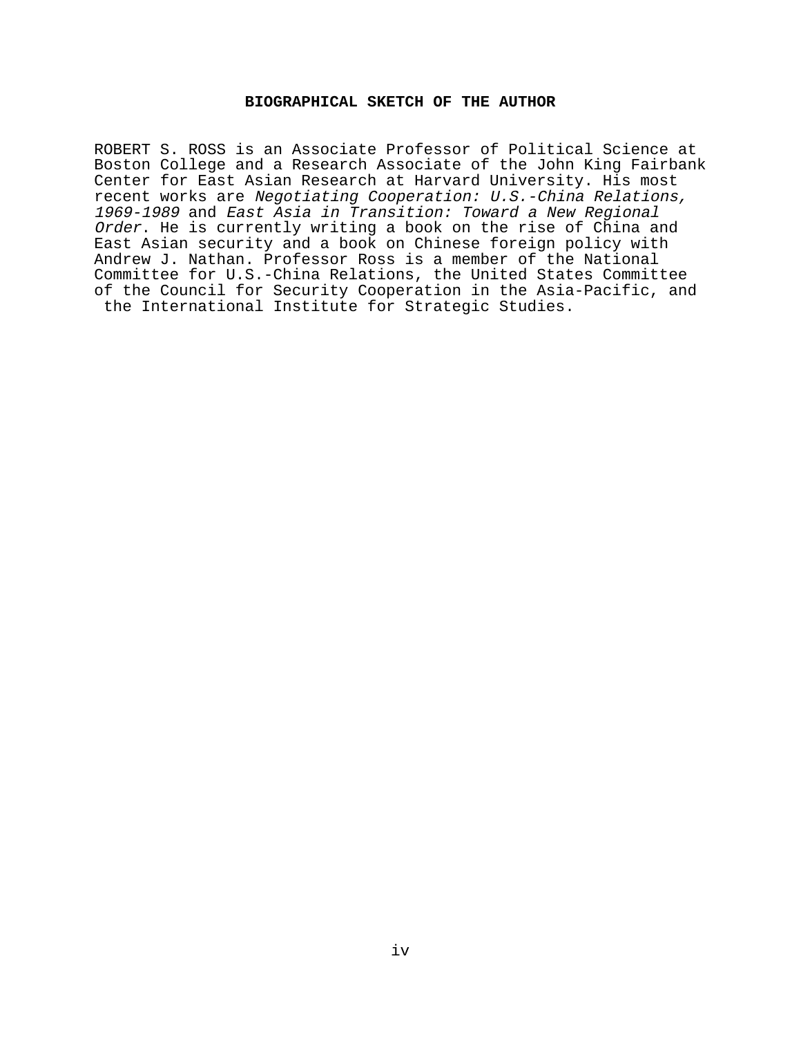## BIOGRAPHICAL SKETCH OF THE AUTHOR

ROBERT S. ROSS is an Associate Professor of Political Science at Boston College and a Research Associate of the John King Fairbank Center for East Asian Research at Harvard University. His most recent works are *Negotiating Cooperation: U.S.-China Relations, 1969-1989* and *East Asia in Transition: Toward a New Regional Order*. He is currently writing a book on the rise of China and East Asian security and a book on Chinese foreign policy with Andrew J. Nathan. Professor Ross is a member of the National Committee for U.S.-China Relations, the United States Committee of the Council for Security Cooperation in the Asia-Pacific, and the International Institute for Strategic Studies.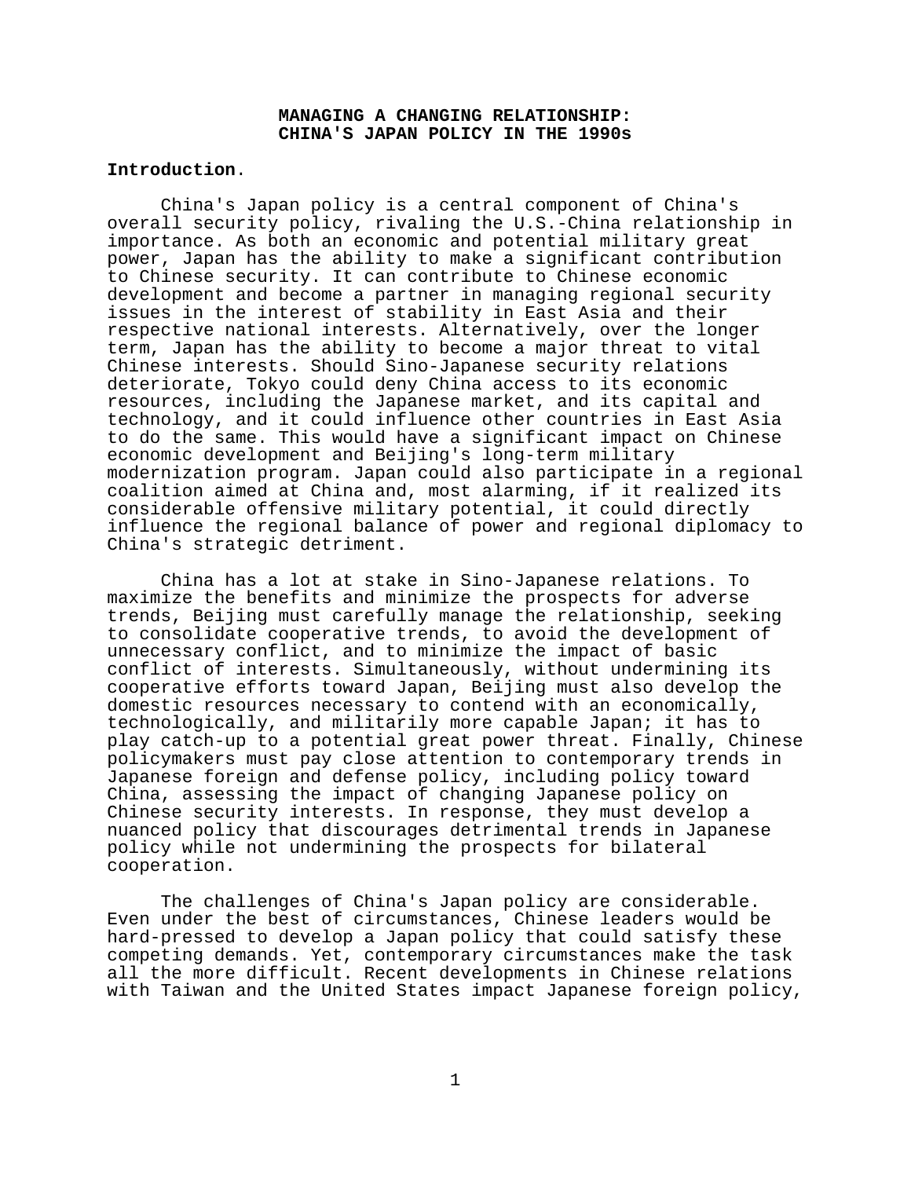# MANAGING A CHANGING RELATIONSHIP: CHINA'S JAPAN POLICY IN THE 1990s

## Introduction.

China's Japan policy is a central component of China's overall security policy, rivaling the U.S.-China relationship in importance. As both an economic and potential military great power, Japan has the ability to make a significant contribution to Chinese security. It can contribute to Chinese economic development and become a partner in managing regional security issues in the interest of stability in East Asia and their respective national interests. Alternatively, over the longer term, Japan has the ability to become a major threat to vital Chinese interests. Should Sino-Japanese security relations deteriorate, Tokyo could deny China access to its economic resources, including the Japanese market, and its capital and technology, and it could influence other countries in East Asia to do the same. This would have a significant impact on Chinese economic development and Beijing's long-term military modernization program. Japan could also participate in a regional coalition aimed at China and, most alarming, if it realized its considerable offensive military potential, it could directly influence the regional balance of power and regional diplomacy to China's strategic detriment.

China has a lot at stake in Sino-Japanese relations. To maximize the benefits and minimize the prospects for adverse trends, Beijing must carefully manage the relationship, seeking to consolidate cooperative trends, to avoid the development of unnecessary conflict, and to minimize the impact of basic conflict of interests. Simultaneously, without undermining its cooperative efforts toward Japan, Beijing must also develop the domestic resources necessary to contend with an economically, technologically, and militarily more capable Japan; it has to play catch-up to a potential great power threat. Finally, Chinese policymakers must pay close attention to contemporary trends in Japanese foreign and defense policy, including policy toward China, assessing the impact of changing Japanese policy on Chinese security interests. In response, they must develop a nuanced policy that discourages detrimental trends in Japanese policy while not undermining the prospects for bilateral cooperation.

The challenges of China's Japan policy are considerable. Even under the best of circumstances, Chinese leaders would be hard-pressed to develop a Japan policy that could satisfy these competing demands. Yet, contemporary circumstances make the task all the more difficult. Recent developments in Chinese relations with Taiwan and the United States impact Japanese foreign policy,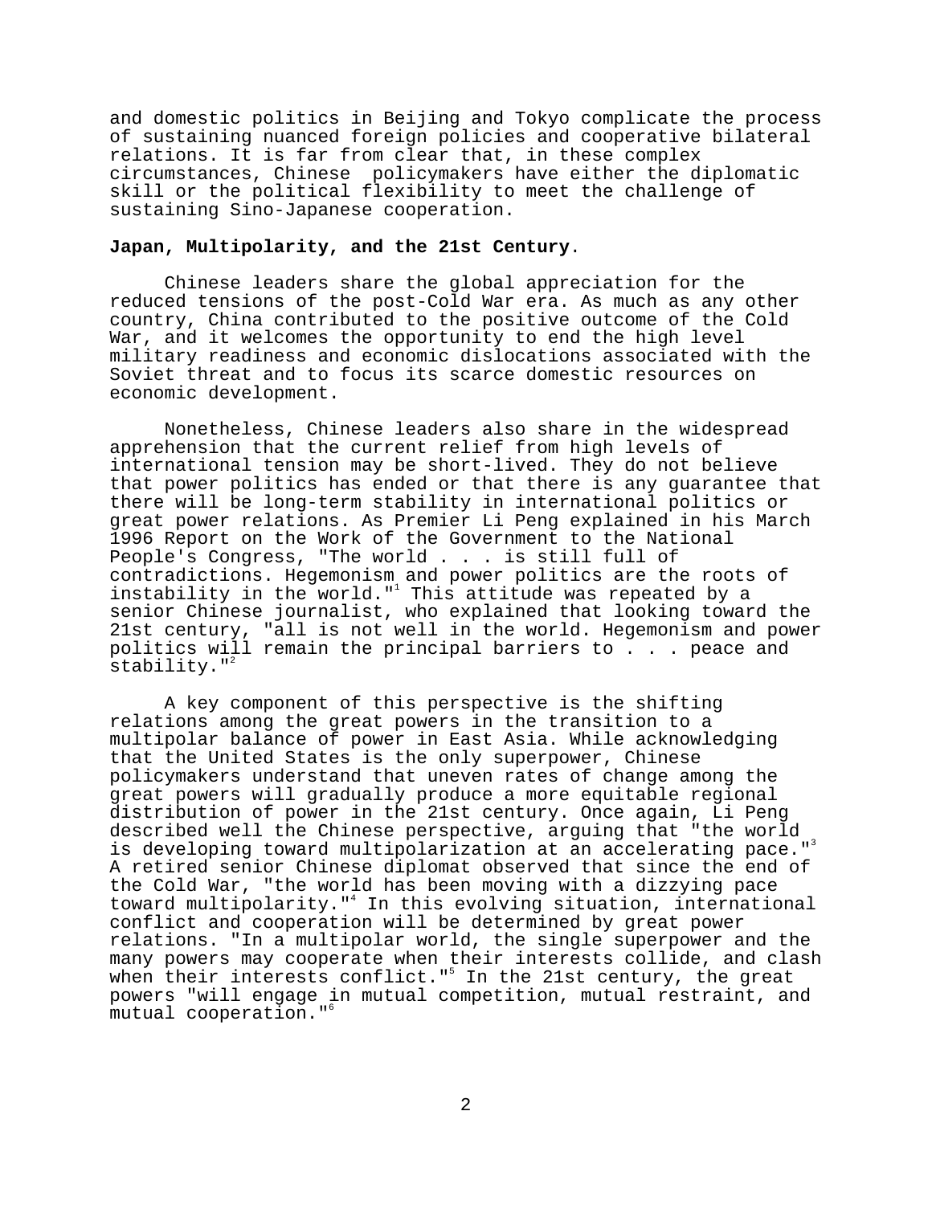and domestic politics in Beijing and Tokyo complicate the process of sustaining nuanced foreign policies and cooperative bilateral relations. It is far from clear that, in these complex circumstances, Chinese policymakers have either the diplomatic skill or the political flexibility to meet the challenge of sustaining Sino-Japanese cooperation.

**Japan, Multipolarity, and the 21st Century**.

Chinese leaders share the global appreciation for the reduced tensions of the post-Cold War era. As much as any other country, China contributed to the positive outcome of the Cold War, and it welcomes the opportunity to end the high level military readiness and economic dislocations associated with the Soviet threat and to focus its scarce domestic resources on economic development.

Nonetheless, Chinese leaders also share in the widespread apprehension that the current relief from high levels of international tension may be short-lived. They do not believe that power politics has ended or that there is any guarantee that there will be long-term stability in international politics or great power relations. As Premier Li Peng explained in his March 1996 Report on the Work of the Government to the National People's Congress, "The world . . . is still full of contradictions. Hegemonism and power politics are the roots of instability in the world."[1] This attitude was repeated by a senior Chinese journalist, who explained that looking toward the 21st century, "all is not well in the world. Hegemonism and power politics will remain the principal barriers to . . . peace and stability."[2]

A key component of this perspective is the shifting relations among the great powers in the transition to a multipolar balance of power in East Asia. While acknowledging that the United States is the only superpower, Chinese policymakers understand that uneven rates of change among the great powers will gradually produce a more equitable regional distribution of power in the 21st century. Once again, Li Peng described well the Chinese perspective, arguing that "the world is developing toward multipolarization at an accelerating pace."[3] A retired senior Chinese diplomat observed that since the end of the Cold War, "the world has been moving with a dizzying pace toward multipolarity."[4] In this evolving situation, international conflict and cooperation will be determined by great power relations. "In a multipolar world, the single superpower and the many powers may cooperate when their interests collide, and clash when their interests conflict."[5] In the 21st century, the great powers "will engage in mutual competition, mutual restraint, and mutual cooperation."[6]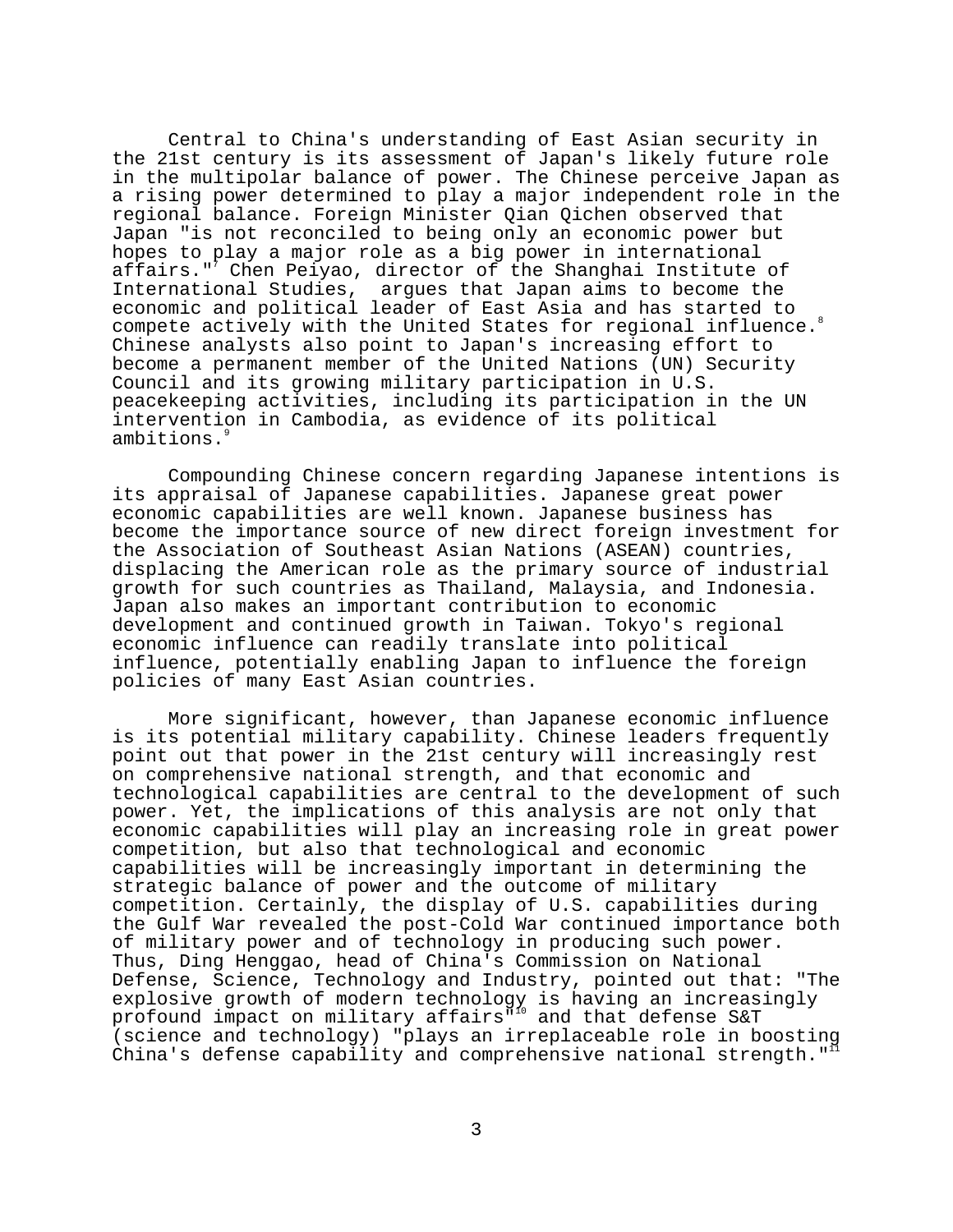Central to China's understanding of East Asian security in the 21st century is its assessment of Japan's likely future role in the multipolar balance of power. The Chinese perceive Japan as a rising power determined to play a major independent role in the regional balance. Foreign Minister Qian Qichen observed that Japan "is not reconciled to being only an economic power but hopes to play a major role as a big power in international affairs."[7] Chen Peiyao, director of the Shanghai Institute of International Studies, argues that Japan aims to become the economic and political leader of East Asia and has started to compete actively with the United States for regional influence.[8] Chinese analysts also point to Japan's increasing effort to become a permanent member of the United Nations (UN) Security Council and its growing military participation in U.S. peacekeeping activities, including its participation in the UN intervention in Cambodia, as evidence of its political ambitions.[9]

Compounding Chinese concern regarding Japanese intentions is its appraisal of Japanese capabilities. Japanese great power economic capabilities are well known. Japanese business has become the importance source of new direct foreign investment for the Association of Southeast Asian Nations (ASEAN) countries, displacing the American role as the primary source of industrial growth for such countries as Thailand, Malaysia, and Indonesia. Japan also makes an important contribution to economic development and continued growth in Taiwan. Tokyo's regional economic influence can readily translate into political influence, potentially enabling Japan to influence the foreign policies of many East Asian countries.

More significant, however, than Japanese economic influence is its potential military capability. Chinese leaders frequently point out that power in the 21st century will increasingly rest on comprehensive national strength, and that economic and technological capabilities are central to the development of such power. Yet, the implications of this analysis are not only that economic capabilities will play an increasing role in great power competition, but also that technological and economic capabilities will be increasingly important in determining the strategic balance of power and the outcome of military competition. Certainly, the display of U.S. capabilities during the Gulf War revealed the post-Cold War continued importance both of military power and of technology in producing such power. Thus, Ding Henggao, head of China's Commission on National Defense, Science, Technology and Industry, pointed out that: "The explosive growth of modern technology is having an increasingly profound impact on military affairs"[10] and that defense S&T (science and technology) "plays an irreplaceable role in boosting China's defense capability and comprehensive national strength."[11]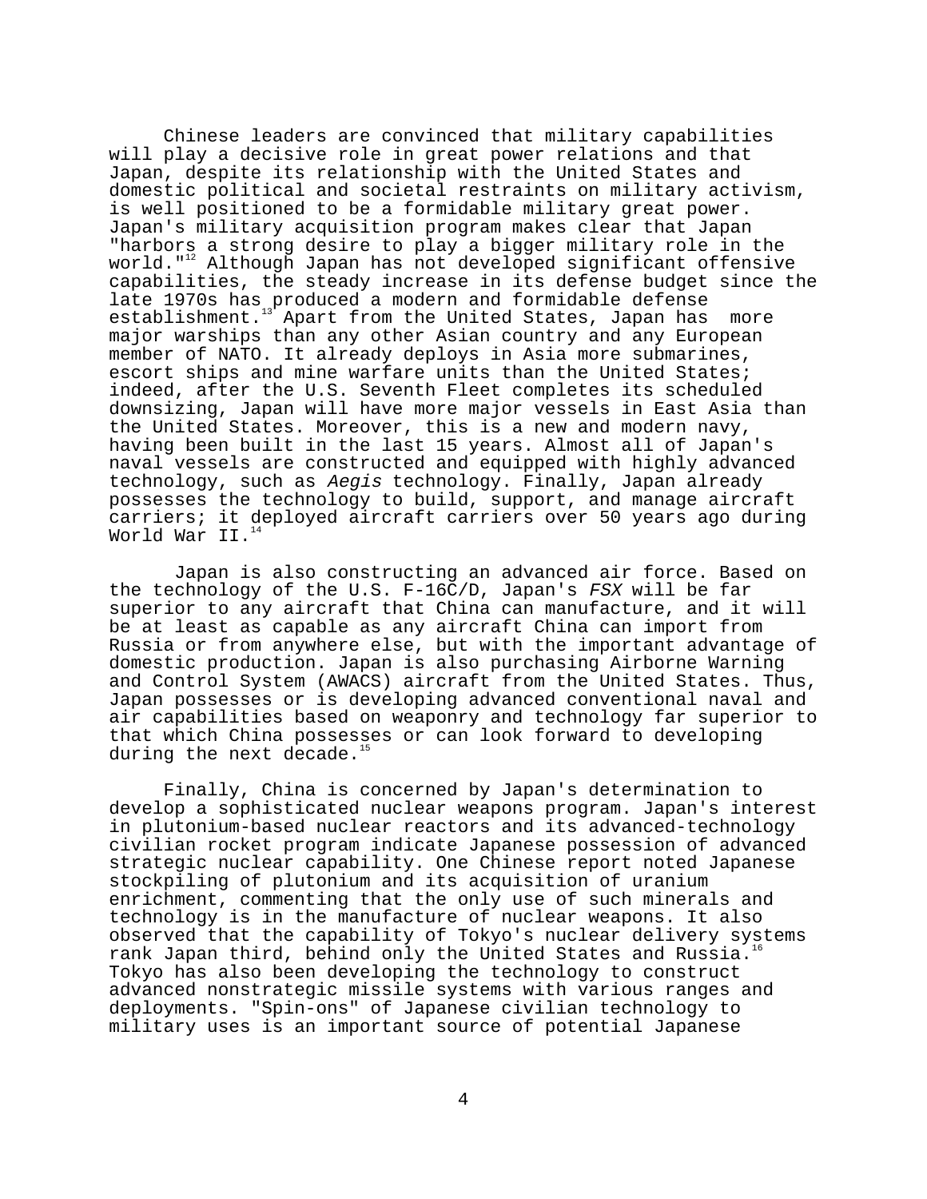Chinese leaders are convinced that military capabilities will play a decisive role in great power relations and that Japan, despite its relationship with the United States and domestic political and societal restraints on military activism, is well positioned to be a formidable military great power. Japan's military acquisition program makes clear that Japan "harbors a strong desire to play a bigger military role in the world."[12] Although Japan has not developed significant offensive capabilities, the steady increase in its defense budget since the late 1970s has produced a modern and formidable defense establishment.[13] Apart from the United States, Japan has more major warships than any other Asian country and any European member of NATO. It already deploys in Asia more submarines, escort ships and mine warfare units than the United States; indeed, after the U.S. Seventh Fleet completes its scheduled downsizing, Japan will have more major vessels in East Asia than the United States. Moreover, this is a new and modern navy, having been built in the last 15 years. Almost all of Japan's naval vessels are constructed and equipped with highly advanced technology, such as *Aegis* technology. Finally, Japan already possesses the technology to build, support, and manage aircraft carriers; it deployed aircraft carriers over 50 years ago during World War II.[14]

Japan is also constructing an advanced air force. Based on the technology of the U.S. F-16C/D, Japan's *FSX* will be far superior to any aircraft that China can manufacture, and it will be at least as capable as any aircraft China can import from Russia or from anywhere else, but with the important advantage of domestic production. Japan is also purchasing Airborne Warning and Control System (AWACS) aircraft from the United States. Thus, Japan possesses or is developing advanced conventional naval and air capabilities based on weaponry and technology far superior to that which China possesses or can look forward to developing during the next decade.[15]

Finally, China is concerned by Japan's determination to develop a sophisticated nuclear weapons program. Japan's interest in plutonium-based nuclear reactors and its advanced-technology civilian rocket program indicate Japanese possession of advanced strategic nuclear capability. One Chinese report noted Japanese stockpiling of plutonium and its acquisition of uranium enrichment, commenting that the only use of such minerals and technology is in the manufacture of nuclear weapons. It also observed that the capability of Tokyo's nuclear delivery systems rank Japan third, behind only the United States and Russia.[16] Tokyo has also been developing the technology to construct advanced nonstrategic missile systems with various ranges and deployments. "Spin-ons" of Japanese civilian technology to military uses is an important source of potential Japanese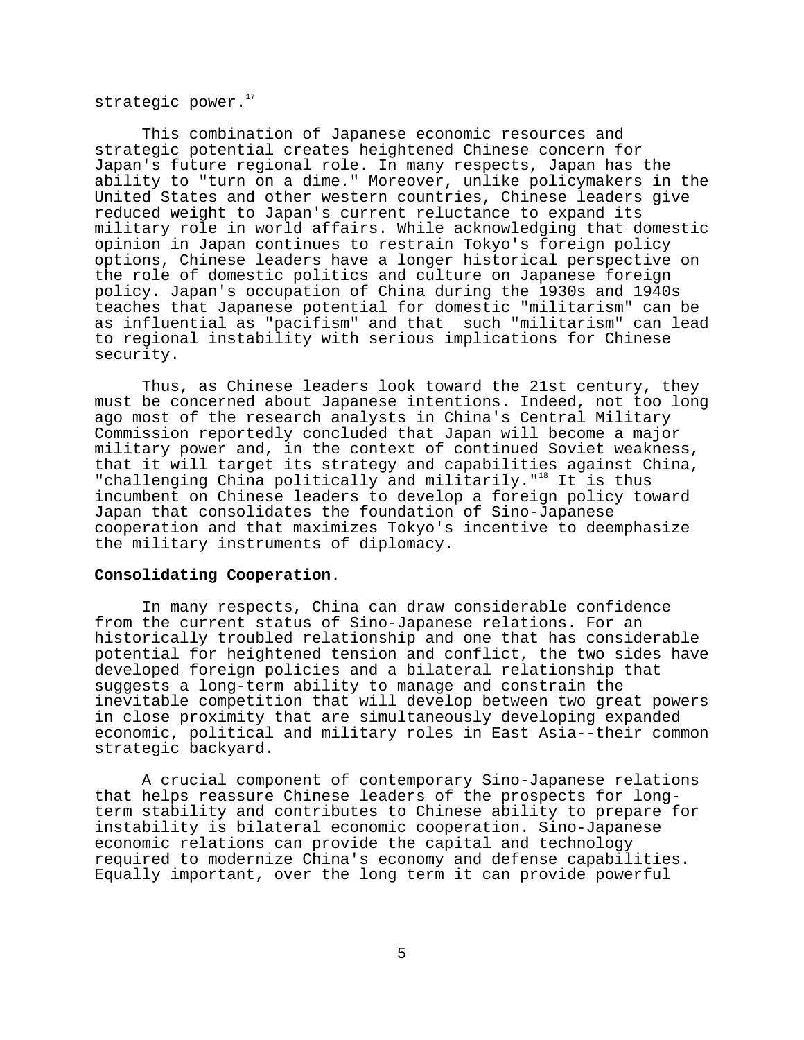strategic power.[17]

This combination of Japanese economic resources and strategic potential creates heightened Chinese concern for Japan's future regional role. In many respects, Japan has the ability to "turn on a dime." Moreover, unlike policymakers in the United States and other western countries, Chinese leaders give reduced weight to Japan's current reluctance to expand its military role in world affairs. While acknowledging that domestic opinion in Japan continues to restrain Tokyo's foreign policy options, Chinese leaders have a longer historical perspective on the role of domestic politics and culture on Japanese foreign policy. Japan's occupation of China during the 1930s and 1940s teaches that Japanese potential for domestic "militarism" can be as influential as "pacifism" and that such "militarism" can lead to regional instability with serious implications for Chinese security.

Thus, as Chinese leaders look toward the 21st century, they must be concerned about Japanese intentions. Indeed, not too long ago most of the research analysts in China's Central Military Commission reportedly concluded that Japan will become a major military power and, in the context of continued Soviet weakness, that it will target its strategy and capabilities against China, "challenging China politically and militarily."[18] It is thus incumbent on Chinese leaders to develop a foreign policy toward Japan that consolidates the foundation of Sino-Japanese cooperation and that maximizes Tokyo's incentive to deemphasize the military instruments of diplomacy.

**Consolidating Cooperation**.

In many respects, China can draw considerable confidence from the current status of Sino-Japanese relations. For an historically troubled relationship and one that has considerable potential for heightened tension and conflict, the two sides have developed foreign policies and a bilateral relationship that suggests a long-term ability to manage and constrain the inevitable competition that will develop between two great powers in close proximity that are simultaneously developing expanded economic, political and military roles in East Asia--their common strategic backyard.

A crucial component of contemporary Sino-Japanese relations that helps reassure Chinese leaders of the prospects for long-term stability and contributes to Chinese ability to prepare for instability is bilateral economic cooperation. Sino-Japanese economic relations can provide the capital and technology required to modernize China's economy and defense capabilities. Equally important, over the long term it can provide powerful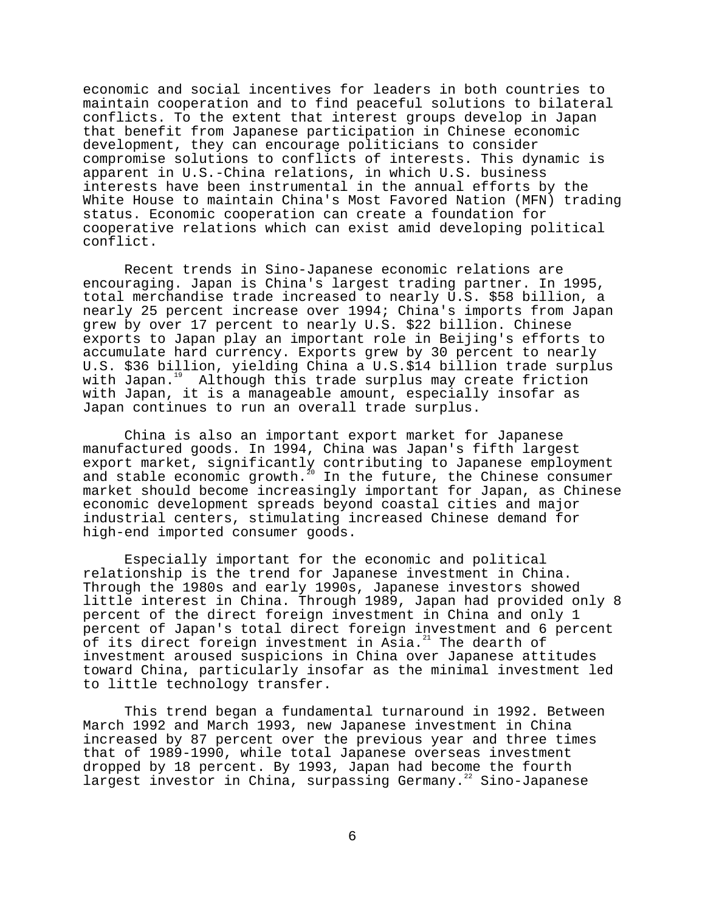economic and social incentives for leaders in both countries to maintain cooperation and to find peaceful solutions to bilateral conflicts. To the extent that interest groups develop in Japan that benefit from Japanese participation in Chinese economic development, they can encourage politicians to consider compromise solutions to conflicts of interests. This dynamic is apparent in U.S.-China relations, in which U.S. business interests have been instrumental in the annual efforts by the White House to maintain China's Most Favored Nation (MFN) trading status. Economic cooperation can create a foundation for cooperative relations which can exist amid developing political conflict.

Recent trends in Sino-Japanese economic relations are encouraging. Japan is China's largest trading partner. In 1995, total merchandise trade increased to nearly U.S. $58 billion, a nearly 25 percent increase over 1994; China's imports from Japan grew by over 17 percent to nearly U.S. $22 billion. Chinese exports to Japan play an important role in Beijing's efforts to accumulate hard currency. Exports grew by 30 percent to nearly U.S. $36 billion, yielding China a U.S.$14 billion trade surplus with Japan.[19] Although this trade surplus may create friction with Japan, it is a manageable amount, especially insofar as Japan continues to run an overall trade surplus.

China is also an important export market for Japanese manufactured goods. In 1994, China was Japan's fifth largest export market, significantly contributing to Japanese employment and stable economic growth.[20] In the future, the Chinese consumer market should become increasingly important for Japan, as Chinese economic development spreads beyond coastal cities and major industrial centers, stimulating increased Chinese demand for high-end imported consumer goods.

Especially important for the economic and political relationship is the trend for Japanese investment in China. Through the 1980s and early 1990s, Japanese investors showed little interest in China. Through 1989, Japan had provided only 8 percent of the direct foreign investment in China and only 1 percent of Japan's total direct foreign investment and 6 percent of its direct foreign investment in Asia.[21] The dearth of investment aroused suspicions in China over Japanese attitudes toward China, particularly insofar as the minimal investment led to little technology transfer.

This trend began a fundamental turnaround in 1992. Between March 1992 and March 1993, new Japanese investment in China increased by 87 percent over the previous year and three times that of 1989-1990, while total Japanese overseas investment dropped by 18 percent. By 1993, Japan had become the fourth largest investor in China, surpassing Germany.[22] Sino-Japanese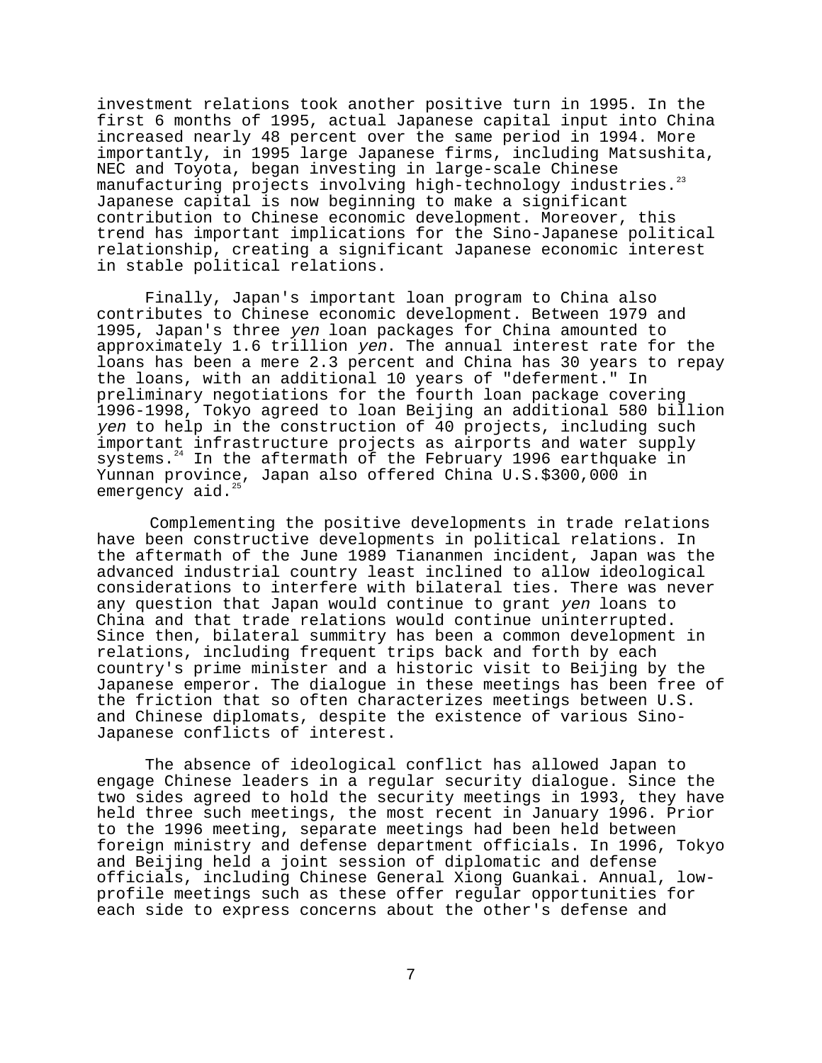investment relations took another positive turn in 1995. In the first 6 months of 1995, actual Japanese capital input into China increased nearly 48 percent over the same period in 1994. More importantly, in 1995 large Japanese firms, including Matsushita, NEC and Toyota, began investing in large-scale Chinese manufacturing projects involving high-technology industries.[23] Japanese capital is now beginning to make a significant contribution to Chinese economic development. Moreover, this trend has important implications for the Sino-Japanese political relationship, creating a significant Japanese economic interest in stable political relations.

Finally, Japan's important loan program to China also contributes to Chinese economic development. Between 1979 and 1995, Japan's three *yen* loan packages for China amounted to approximately 1.6 trillion *yen*. The annual interest rate for the loans has been a mere 2.3 percent and China has 30 years to repay the loans, with an additional 10 years of "deferment." In preliminary negotiations for the fourth loan package covering 1996-1998, Tokyo agreed to loan Beijing an additional 580 billion *yen* to help in the construction of 40 projects, including such important infrastructure projects as airports and water supply systems.[24] In the aftermath of the February 1996 earthquake in Yunnan province, Japan also offered China U.S.$300,000 in emergency aid.[25]

Complementing the positive developments in trade relations have been constructive developments in political relations. In the aftermath of the June 1989 Tiananmen incident, Japan was the advanced industrial country least inclined to allow ideological considerations to interfere with bilateral ties. There was never any question that Japan would continue to grant *yen* loans to China and that trade relations would continue uninterrupted. Since then, bilateral summitry has been a common development in relations, including frequent trips back and forth by each country's prime minister and a historic visit to Beijing by the Japanese emperor. The dialogue in these meetings has been free of the friction that so often characterizes meetings between U.S. and Chinese diplomats, despite the existence of various Sino-Japanese conflicts of interest.

The absence of ideological conflict has allowed Japan to engage Chinese leaders in a regular security dialogue. Since the two sides agreed to hold the security meetings in 1993, they have held three such meetings, the most recent in January 1996. Prior to the 1996 meeting, separate meetings had been held between foreign ministry and defense department officials. In 1996, Tokyo and Beijing held a joint session of diplomatic and defense officials, including Chinese General Xiong Guankai. Annual, low-profile meetings such as these offer regular opportunities for each side to express concerns about the other's defense and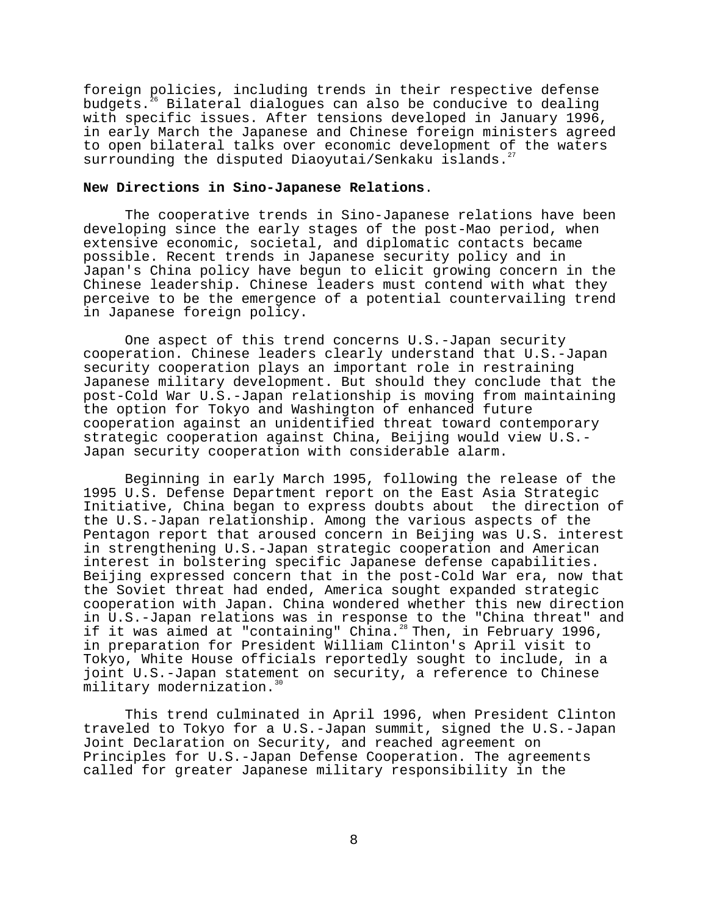foreign policies, including trends in their respective defense budgets.[26] Bilateral dialogues can also be conducive to dealing with specific issues. After tensions developed in January 1996, in early March the Japanese and Chinese foreign ministers agreed to open bilateral talks over economic development of the waters surrounding the disputed Diaoyutai/Senkaku islands.[27]

**New Directions in Sino-Japanese Relations**.

The cooperative trends in Sino-Japanese relations have been developing since the early stages of the post-Mao period, when extensive economic, societal, and diplomatic contacts became possible. Recent trends in Japanese security policy and in Japan's China policy have begun to elicit growing concern in the Chinese leadership. Chinese leaders must contend with what they perceive to be the emergence of a potential countervailing trend in Japanese foreign policy.

One aspect of this trend concerns U.S.-Japan security cooperation. Chinese leaders clearly understand that U.S.-Japan security cooperation plays an important role in restraining Japanese military development. But should they conclude that the post-Cold War U.S.-Japan relationship is moving from maintaining the option for Tokyo and Washington of enhanced future cooperation against an unidentified threat toward contemporary strategic cooperation against China, Beijing would view U.S.-Japan security cooperation with considerable alarm.

Beginning in early March 1995, following the release of the 1995 U.S. Defense Department report on the East Asia Strategic Initiative, China began to express doubts about the direction of the U.S.-Japan relationship. Among the various aspects of the Pentagon report that aroused concern in Beijing was U.S. interest in strengthening U.S.-Japan strategic cooperation and American interest in bolstering specific Japanese defense capabilities. Beijing expressed concern that in the post-Cold War era, now that the Soviet threat had ended, America sought expanded strategic cooperation with Japan. China wondered whether this new direction in U.S.-Japan relations was in response to the "China threat" and if it was aimed at "containing" China.[28] Then, in February 1996, in preparation for President William Clinton's April visit to Tokyo, White House officials reportedly sought to include, in a joint U.S.-Japan statement on security, a reference to Chinese military modernization.[30]

This trend culminated in April 1996, when President Clinton traveled to Tokyo for a U.S.-Japan summit, signed the U.S.-Japan Joint Declaration on Security, and reached agreement on Principles for U.S.-Japan Defense Cooperation. The agreements called for greater Japanese military responsibility in the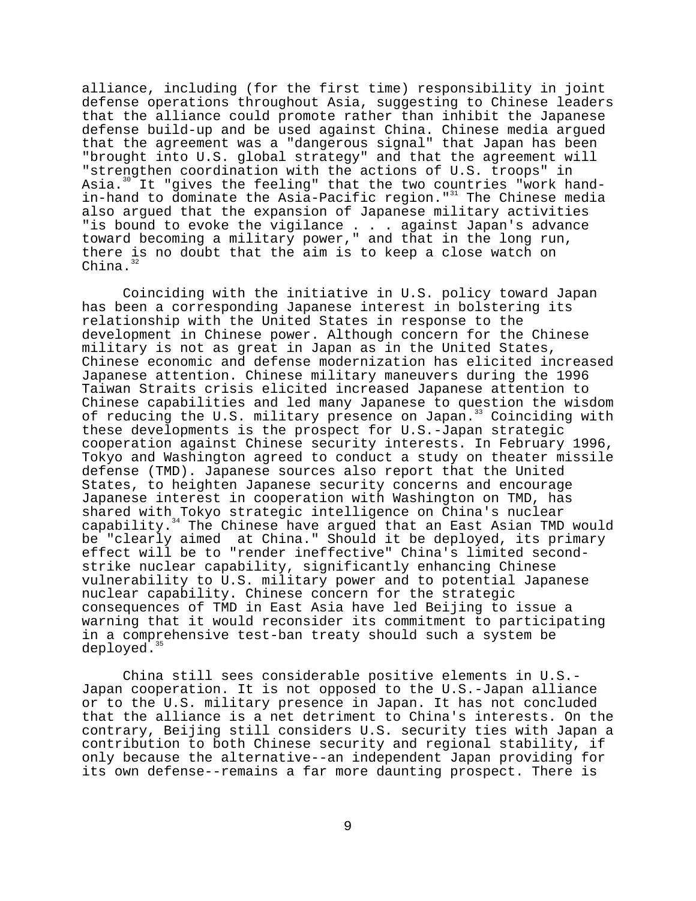alliance, including (for the first time) responsibility in joint defense operations throughout Asia, suggesting to Chinese leaders that the alliance could promote rather than inhibit the Japanese defense build-up and be used against China. Chinese media argued that the agreement was a "dangerous signal" that Japan has been "brought into U.S. global strategy" and that the agreement will "strengthen coordination with the actions of U.S. troops" in Asia.[30] It "gives the feeling" that the two countries "work hand-in-hand to dominate the Asia-Pacific region."[31] The Chinese media also argued that the expansion of Japanese military activities "is bound to evoke the vigilance . . . against Japan's advance toward becoming a military power," and that in the long run, there is no doubt that the aim is to keep a close watch on China.[32]

Coinciding with the initiative in U.S. policy toward Japan has been a corresponding Japanese interest in bolstering its relationship with the United States in response to the development in Chinese power. Although concern for the Chinese military is not as great in Japan as in the United States, Chinese economic and defense modernization has elicited increased Japanese attention. Chinese military maneuvers during the 1996 Taiwan Straits crisis elicited increased Japanese attention to Chinese capabilities and led many Japanese to question the wisdom of reducing the U.S. military presence on Japan.[33] Coinciding with these developments is the prospect for U.S.-Japan strategic cooperation against Chinese security interests. In February 1996, Tokyo and Washington agreed to conduct a study on theater missile defense (TMD). Japanese sources also report that the United States, to heighten Japanese security concerns and encourage Japanese interest in cooperation with Washington on TMD, has shared with Tokyo strategic intelligence on China's nuclear capability.[34] The Chinese have argued that an East Asian TMD would be "clearly aimed at China." Should it be deployed, its primary effect will be to "render ineffective" China's limited second-strike nuclear capability, significantly enhancing Chinese vulnerability to U.S. military power and to potential Japanese nuclear capability. Chinese concern for the strategic consequences of TMD in East Asia have led Beijing to issue a warning that it would reconsider its commitment to participating in a comprehensive test-ban treaty should such a system be deployed.[35]

China still sees considerable positive elements in U.S.-Japan cooperation. It is not opposed to the U.S.-Japan alliance or to the U.S. military presence in Japan. It has not concluded that the alliance is a net detriment to China's interests. On the contrary, Beijing still considers U.S. security ties with Japan a contribution to both Chinese security and regional stability, if only because the alternative--an independent Japan providing for its own defense--remains a far more daunting prospect. There is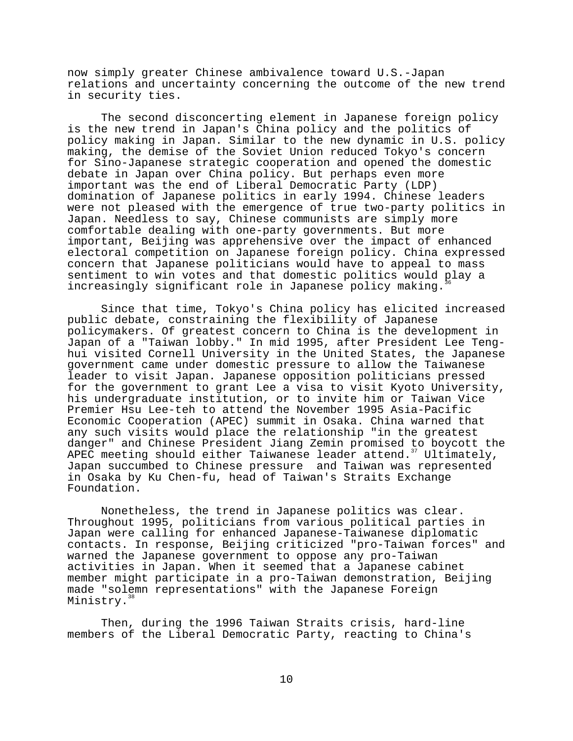now simply greater Chinese ambivalence toward U.S.-Japan relations and uncertainty concerning the outcome of the new trend in security ties.

The second disconcerting element in Japanese foreign policy is the new trend in Japan's China policy and the politics of policy making in Japan. Similar to the new dynamic in U.S. policy making, the demise of the Soviet Union reduced Tokyo's concern for Sino-Japanese strategic cooperation and opened the domestic debate in Japan over China policy. But perhaps even more important was the end of Liberal Democratic Party (LDP) domination of Japanese politics in early 1994. Chinese leaders were not pleased with the emergence of true two-party politics in Japan. Needless to say, Chinese communists are simply more comfortable dealing with one-party governments. But more important, Beijing was apprehensive over the impact of enhanced electoral competition on Japanese foreign policy. China expressed concern that Japanese politicians would have to appeal to mass sentiment to win votes and that domestic politics would play a increasingly significant role in Japanese policy making.[36]

Since that time, Tokyo's China policy has elicited increased public debate, constraining the flexibility of Japanese policymakers. Of greatest concern to China is the development in Japan of a "Taiwan lobby." In mid 1995, after President Lee Teng-hui visited Cornell University in the United States, the Japanese government came under domestic pressure to allow the Taiwanese leader to visit Japan. Japanese opposition politicians pressed for the government to grant Lee a visa to visit Kyoto University, his undergraduate institution, or to invite him or Taiwan Vice Premier Hsu Lee-teh to attend the November 1995 Asia-Pacific Economic Cooperation (APEC) summit in Osaka. China warned that any such visits would place the relationship "in the greatest danger" and Chinese President Jiang Zemin promised to boycott the APEC meeting should either Taiwanese leader attend.[37] Ultimately, Japan succumbed to Chinese pressure and Taiwan was represented in Osaka by Ku Chen-fu, head of Taiwan's Straits Exchange Foundation.

Nonetheless, the trend in Japanese politics was clear. Throughout 1995, politicians from various political parties in Japan were calling for enhanced Japanese-Taiwanese diplomatic contacts. In response, Beijing criticized "pro-Taiwan forces" and warned the Japanese government to oppose any pro-Taiwan activities in Japan. When it seemed that a Japanese cabinet member might participate in a pro-Taiwan demonstration, Beijing made "solemn representations" with the Japanese Foreign Ministry.[38]

Then, during the 1996 Taiwan Straits crisis, hard-line members of the Liberal Democratic Party, reacting to China's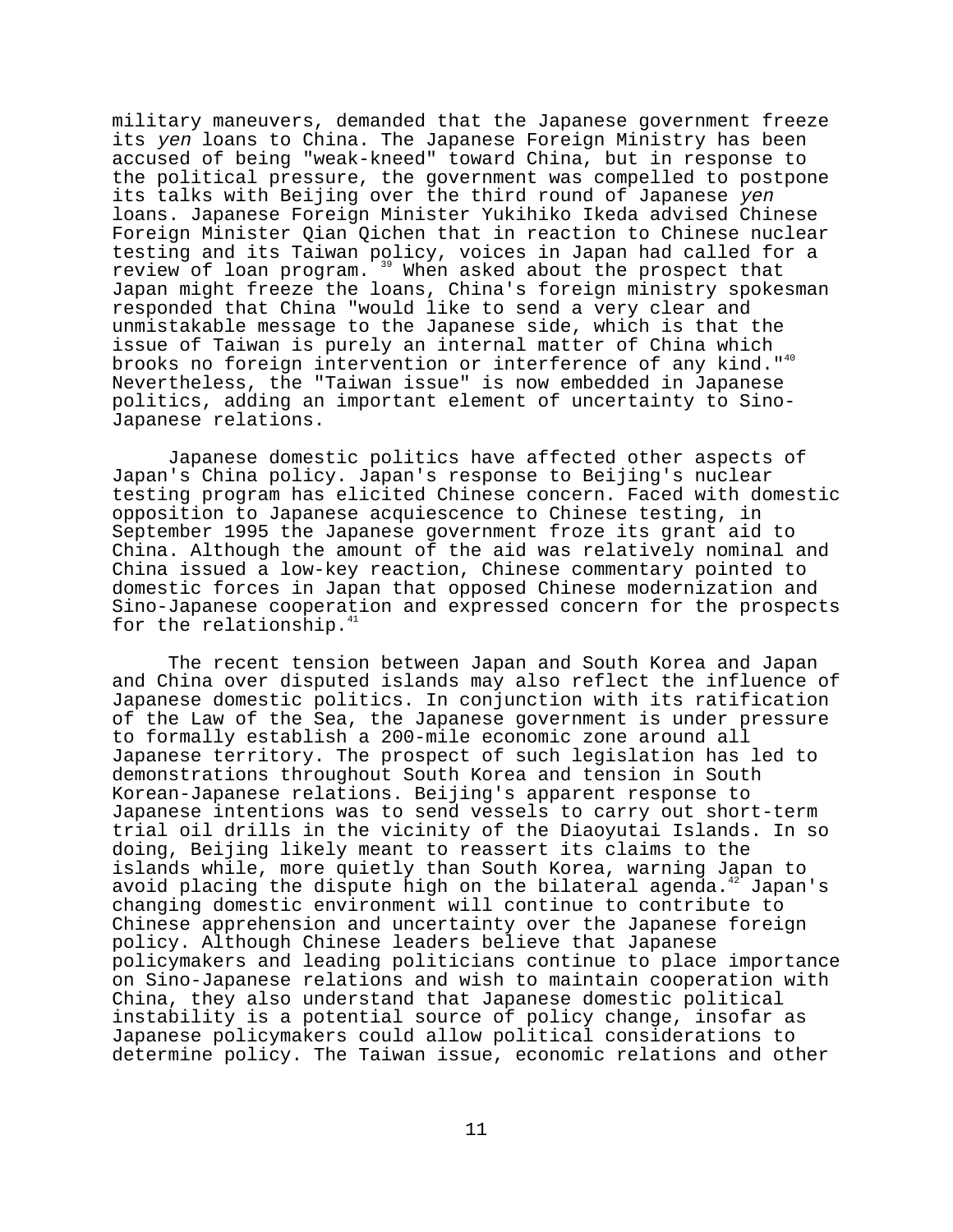military maneuvers, demanded that the Japanese government freeze its *yen* loans to China. The Japanese Foreign Ministry has been accused of being "weak-kneed" toward China, but in response to the political pressure, the government was compelled to postpone its talks with Beijing over the third round of Japanese *yen* loans. Japanese Foreign Minister Yukihiko Ikeda advised Chinese Foreign Minister Qian Qichen that in reaction to Chinese nuclear testing and its Taiwan policy, voices in Japan had called for a review of loan program.[39] When asked about the prospect that Japan might freeze the loans, China's foreign ministry spokesman responded that China "would like to send a very clear and unmistakable message to the Japanese side, which is that the issue of Taiwan is purely an internal matter of China which brooks no foreign intervention or interference of any kind."[40] Nevertheless, the "Taiwan issue" is now embedded in Japanese politics, adding an important element of uncertainty to Sino-Japanese relations.

Japanese domestic politics have affected other aspects of Japan's China policy. Japan's response to Beijing's nuclear testing program has elicited Chinese concern. Faced with domestic opposition to Japanese acquiescence to Chinese testing, in September 1995 the Japanese government froze its grant aid to China. Although the amount of the aid was relatively nominal and China issued a low-key reaction, Chinese commentary pointed to domestic forces in Japan that opposed Chinese modernization and Sino-Japanese cooperation and expressed concern for the prospects for the relationship.[41]

The recent tension between Japan and South Korea and Japan and China over disputed islands may also reflect the influence of Japanese domestic politics. In conjunction with its ratification of the Law of the Sea, the Japanese government is under pressure to formally establish a 200-mile economic zone around all Japanese territory. The prospect of such legislation has led to demonstrations throughout South Korea and tension in South Korean-Japanese relations. Beijing's apparent response to Japanese intentions was to send vessels to carry out short-term trial oil drills in the vicinity of the Diaoyutai Islands. In so doing, Beijing likely meant to reassert its claims to the islands while, more quietly than South Korea, warning Japan to avoid placing the dispute high on the bilateral agenda.[42] Japan's changing domestic environment will continue to contribute to Chinese apprehension and uncertainty over the Japanese foreign policy. Although Chinese leaders believe that Japanese policymakers and leading politicians continue to place importance on Sino-Japanese relations and wish to maintain cooperation with China, they also understand that Japanese domestic political instability is a potential source of policy change, insofar as Japanese policymakers could allow political considerations to determine policy. The Taiwan issue, economic relations and other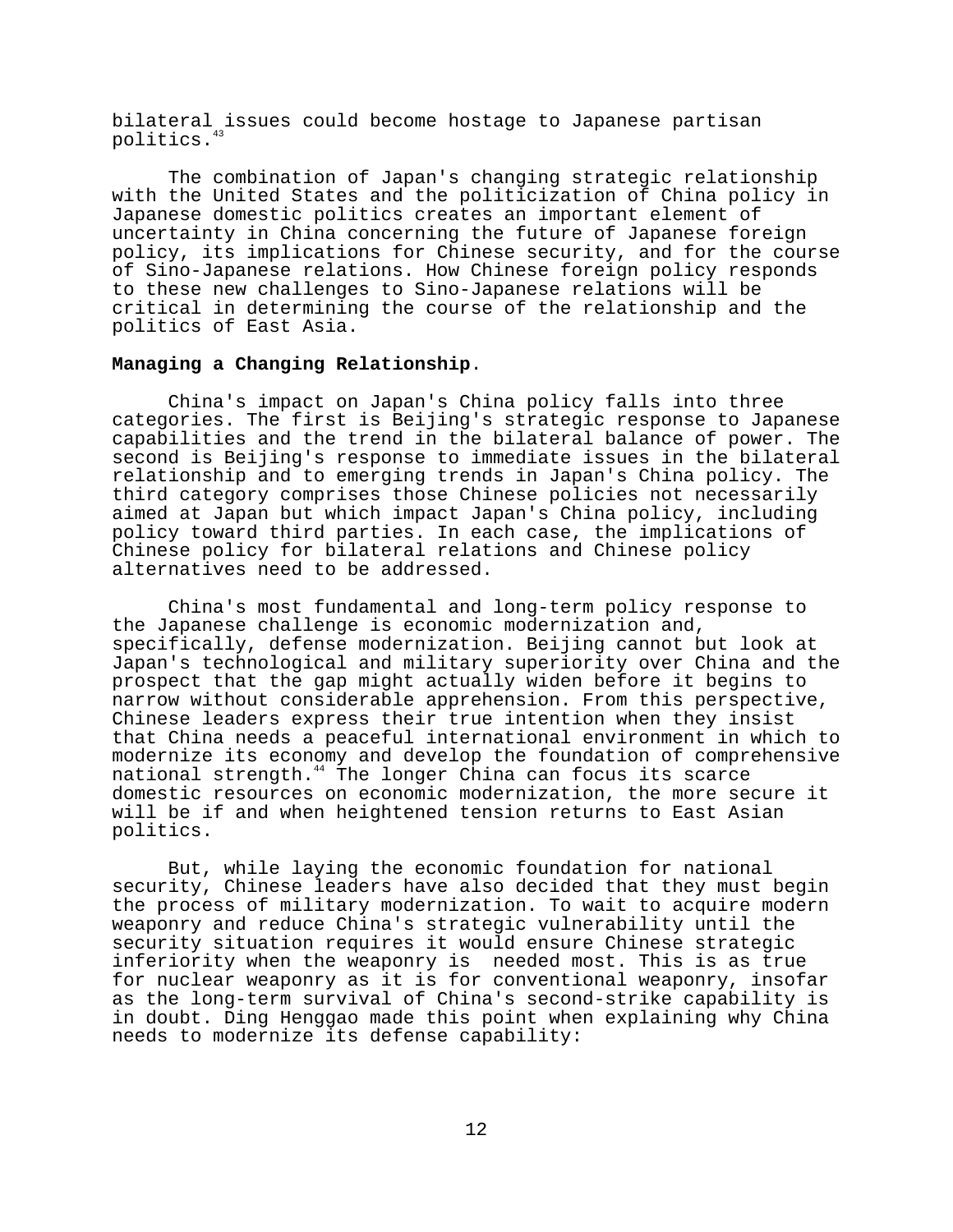bilateral issues could become hostage to Japanese partisan politics.[43]

The combination of Japan's changing strategic relationship with the United States and the politicization of China policy in Japanese domestic politics creates an important element of uncertainty in China concerning the future of Japanese foreign policy, its implications for Chinese security, and for the course of Sino-Japanese relations. How Chinese foreign policy responds to these new challenges to Sino-Japanese relations will be critical in determining the course of the relationship and the politics of East Asia.

**Managing a Changing Relationship**.

China's impact on Japan's China policy falls into three categories. The first is Beijing's strategic response to Japanese capabilities and the trend in the bilateral balance of power. The second is Beijing's response to immediate issues in the bilateral relationship and to emerging trends in Japan's China policy. The third category comprises those Chinese policies not necessarily aimed at Japan but which impact Japan's China policy, including policy toward third parties. In each case, the implications of Chinese policy for bilateral relations and Chinese policy alternatives need to be addressed.

China's most fundamental and long-term policy response to the Japanese challenge is economic modernization and, specifically, defense modernization. Beijing cannot but look at Japan's technological and military superiority over China and the prospect that the gap might actually widen before it begins to narrow without considerable apprehension. From this perspective, Chinese leaders express their true intention when they insist that China needs a peaceful international environment in which to modernize its economy and develop the foundation of comprehensive national strength.[44] The longer China can focus its scarce domestic resources on economic modernization, the more secure it will be if and when heightened tension returns to East Asian politics.

But, while laying the economic foundation for national security, Chinese leaders have also decided that they must begin the process of military modernization. To wait to acquire modern weaponry and reduce China's strategic vulnerability until the security situation requires it would ensure Chinese strategic inferiority when the weaponry is needed most. This is as true for nuclear weaponry as it is for conventional weaponry, insofar as the long-term survival of China's second-strike capability is in doubt. Ding Henggao made this point when explaining why China needs to modernize its defense capability: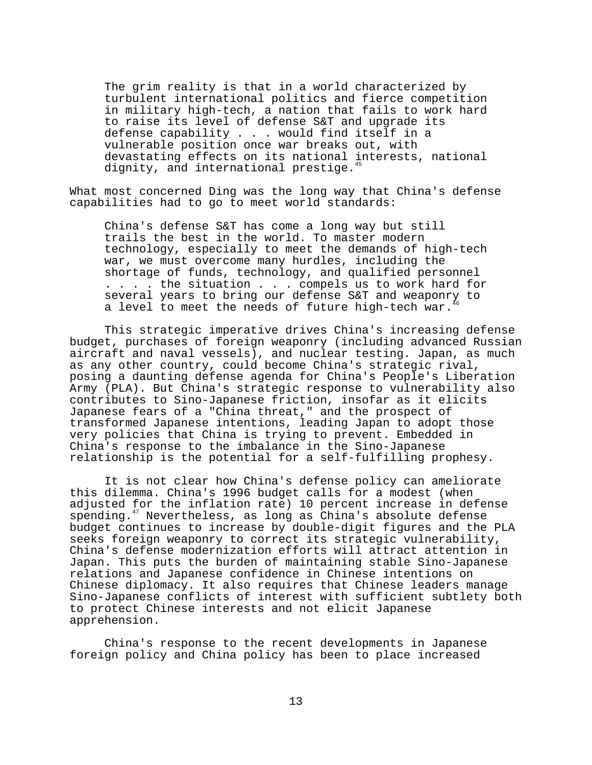> The grim reality is that in a world characterized by turbulent international politics and fierce competition in military high-tech, a nation that fails to work hard to raise its level of defense S&T and upgrade its defense capability . . . would find itself in a vulnerable position once war breaks out, with devastating effects on its national interests, national dignity, and international prestige.[45]

What most concerned Ding was the long way that China's defense capabilities had to go to meet world standards:

> China's defense S&T has come a long way but still trails the best in the world. To master modern technology, especially to meet the demands of high-tech war, we must overcome many hurdles, including the shortage of funds, technology, and qualified personnel . . . . the situation . . . compels us to work hard for several years to bring our defense S&T and weaponry to a level to meet the needs of future high-tech war.[46]

This strategic imperative drives China's increasing defense budget, purchases of foreign weaponry (including advanced Russian aircraft and naval vessels), and nuclear testing. Japan, as much as any other country, could become China's strategic rival, posing a daunting defense agenda for China's People's Liberation Army (PLA). But China's strategic response to vulnerability also contributes to Sino-Japanese friction, insofar as it elicits Japanese fears of a "China threat," and the prospect of transformed Japanese intentions, leading Japan to adopt those very policies that China is trying to prevent. Embedded in China's response to the imbalance in the Sino-Japanese relationship is the potential for a self-fulfilling prophesy.

It is not clear how China's defense policy can ameliorate this dilemma. China's 1996 budget calls for a modest (when adjusted for the inflation rate) 10 percent increase in defense spending.[47] Nevertheless, as long as China's absolute defense budget continues to increase by double-digit figures and the PLA seeks foreign weaponry to correct its strategic vulnerability, China's defense modernization efforts will attract attention in Japan. This puts the burden of maintaining stable Sino-Japanese relations and Japanese confidence in Chinese intentions on Chinese diplomacy. It also requires that Chinese leaders manage Sino-Japanese conflicts of interest with sufficient subtlety both to protect Chinese interests and not elicit Japanese apprehension.

China's response to the recent developments in Japanese foreign policy and China policy has been to place increased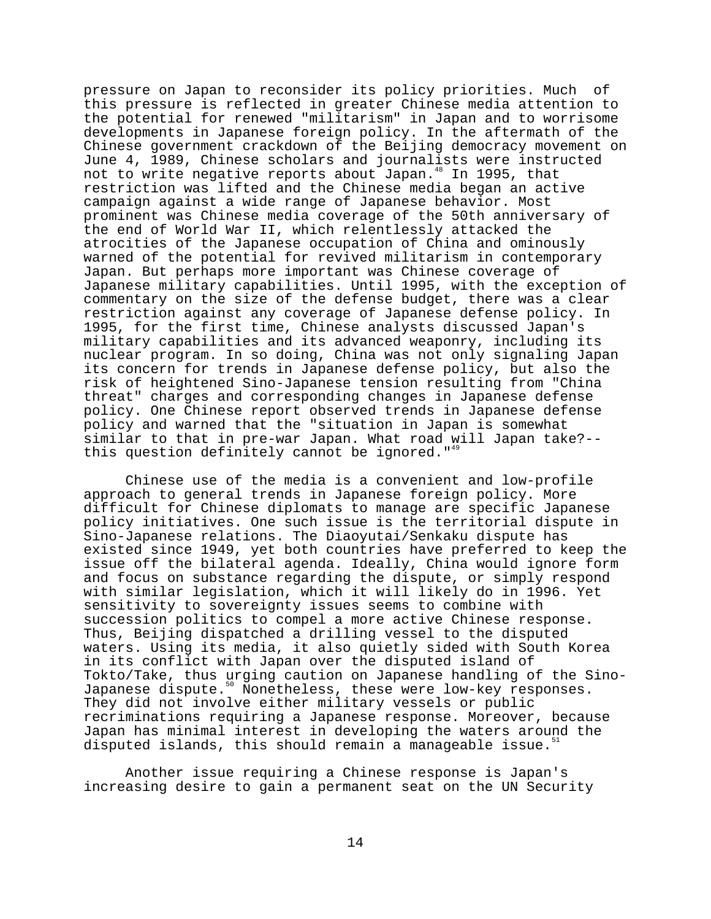pressure on Japan to reconsider its policy priorities. Much of this pressure is reflected in greater Chinese media attention to the potential for renewed "militarism" in Japan and to worrisome developments in Japanese foreign policy. In the aftermath of the Chinese government crackdown of the Beijing democracy movement on June 4, 1989, Chinese scholars and journalists were instructed not to write negative reports about Japan.[48] In 1995, that restriction was lifted and the Chinese media began an active campaign against a wide range of Japanese behavior. Most prominent was Chinese media coverage of the 50th anniversary of the end of World War II, which relentlessly attacked the atrocities of the Japanese occupation of China and ominously warned of the potential for revived militarism in contemporary Japan. But perhaps more important was Chinese coverage of Japanese military capabilities. Until 1995, with the exception of commentary on the size of the defense budget, there was a clear restriction against any coverage of Japanese defense policy. In 1995, for the first time, Chinese analysts discussed Japan's military capabilities and its advanced weaponry, including its nuclear program. In so doing, China was not only signaling Japan its concern for trends in Japanese defense policy, but also the risk of heightened Sino-Japanese tension resulting from "China threat" charges and corresponding changes in Japanese defense policy. One Chinese report observed trends in Japanese defense policy and warned that the "situation in Japan is somewhat similar to that in pre-war Japan. What road will Japan take?--this question definitely cannot be ignored."[49]

Chinese use of the media is a convenient and low-profile approach to general trends in Japanese foreign policy. More difficult for Chinese diplomats to manage are specific Japanese policy initiatives. One such issue is the territorial dispute in Sino-Japanese relations. The Diaoyutai/Senkaku dispute has existed since 1949, yet both countries have preferred to keep the issue off the bilateral agenda. Ideally, China would ignore form and focus on substance regarding the dispute, or simply respond with similar legislation, which it will likely do in 1996. Yet sensitivity to sovereignty issues seems to combine with succession politics to compel a more active Chinese response. Thus, Beijing dispatched a drilling vessel to the disputed waters. Using its media, it also quietly sided with South Korea in its conflict with Japan over the disputed island of Tokto/Take, thus urging caution on Japanese handling of the Sino-Japanese dispute.[50] Nonetheless, these were low-key responses. They did not involve either military vessels or public recriminations requiring a Japanese response. Moreover, because Japan has minimal interest in developing the waters around the disputed islands, this should remain a manageable issue.[51]

Another issue requiring a Chinese response is Japan's increasing desire to gain a permanent seat on the UN Security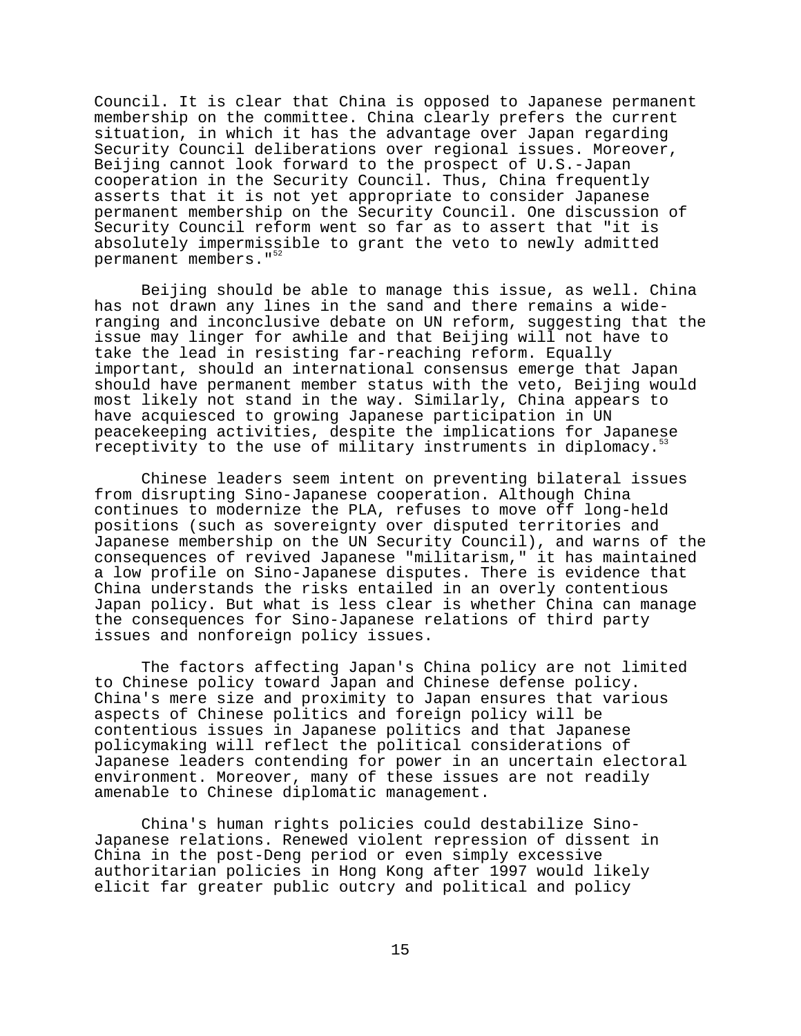Council. It is clear that China is opposed to Japanese permanent membership on the committee. China clearly prefers the current situation, in which it has the advantage over Japan regarding Security Council deliberations over regional issues. Moreover, Beijing cannot look forward to the prospect of U.S.-Japan cooperation in the Security Council. Thus, China frequently asserts that it is not yet appropriate to consider Japanese permanent membership on the Security Council. One discussion of Security Council reform went so far as to assert that "it is absolutely impermissible to grant the veto to newly admitted permanent members."[52]

Beijing should be able to manage this issue, as well. China has not drawn any lines in the sand and there remains a wide-ranging and inconclusive debate on UN reform, suggesting that the issue may linger for awhile and that Beijing will not have to take the lead in resisting far-reaching reform. Equally important, should an international consensus emerge that Japan should have permanent member status with the veto, Beijing would most likely not stand in the way. Similarly, China appears to have acquiesced to growing Japanese participation in UN peacekeeping activities, despite the implications for Japanese receptivity to the use of military instruments in diplomacy.[53]

Chinese leaders seem intent on preventing bilateral issues from disrupting Sino-Japanese cooperation. Although China continues to modernize the PLA, refuses to move off long-held positions (such as sovereignty over disputed territories and Japanese membership on the UN Security Council), and warns of the consequences of revived Japanese "militarism," it has maintained a low profile on Sino-Japanese disputes. There is evidence that China understands the risks entailed in an overly contentious Japan policy. But what is less clear is whether China can manage the consequences for Sino-Japanese relations of third party issues and nonforeign policy issues.

The factors affecting Japan's China policy are not limited to Chinese policy toward Japan and Chinese defense policy. China's mere size and proximity to Japan ensures that various aspects of Chinese politics and foreign policy will be contentious issues in Japanese politics and that Japanese policymaking will reflect the political considerations of Japanese leaders contending for power in an uncertain electoral environment. Moreover, many of these issues are not readily amenable to Chinese diplomatic management.

China's human rights policies could destabilize Sino-Japanese relations. Renewed violent repression of dissent in China in the post-Deng period or even simply excessive authoritarian policies in Hong Kong after 1997 would likely elicit far greater public outcry and political and policy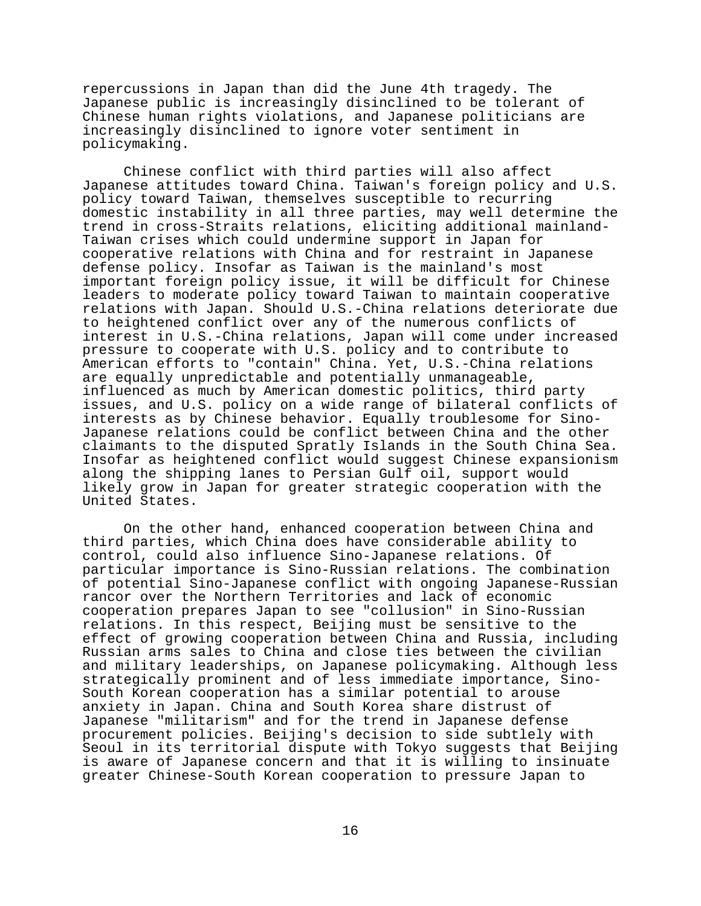repercussions in Japan than did the June 4th tragedy. The Japanese public is increasingly disinclined to be tolerant of Chinese human rights violations, and Japanese politicians are increasingly disinclined to ignore voter sentiment in policymaking.

Chinese conflict with third parties will also affect Japanese attitudes toward China. Taiwan's foreign policy and U.S. policy toward Taiwan, themselves susceptible to recurring domestic instability in all three parties, may well determine the trend in cross-Straits relations, eliciting additional mainland-Taiwan crises which could undermine support in Japan for cooperative relations with China and for restraint in Japanese defense policy. Insofar as Taiwan is the mainland's most important foreign policy issue, it will be difficult for Chinese leaders to moderate policy toward Taiwan to maintain cooperative relations with Japan. Should U.S.-China relations deteriorate due to heightened conflict over any of the numerous conflicts of interest in U.S.-China relations, Japan will come under increased pressure to cooperate with U.S. policy and to contribute to American efforts to "contain" China. Yet, U.S.-China relations are equally unpredictable and potentially unmanageable, influenced as much by American domestic politics, third party issues, and U.S. policy on a wide range of bilateral conflicts of interests as by Chinese behavior. Equally troublesome for Sino-Japanese relations could be conflict between China and the other claimants to the disputed Spratly Islands in the South China Sea. Insofar as heightened conflict would suggest Chinese expansionism along the shipping lanes to Persian Gulf oil, support would likely grow in Japan for greater strategic cooperation with the United States.

On the other hand, enhanced cooperation between China and third parties, which China does have considerable ability to control, could also influence Sino-Japanese relations. Of particular importance is Sino-Russian relations. The combination of potential Sino-Japanese conflict with ongoing Japanese-Russian rancor over the Northern Territories and lack of economic cooperation prepares Japan to see "collusion" in Sino-Russian relations. In this respect, Beijing must be sensitive to the effect of growing cooperation between China and Russia, including Russian arms sales to China and close ties between the civilian and military leaderships, on Japanese policymaking. Although less strategically prominent and of less immediate importance, Sino-South Korean cooperation has a similar potential to arouse anxiety in Japan. China and South Korea share distrust of Japanese "militarism" and for the trend in Japanese defense procurement policies. Beijing's decision to side subtlely with Seoul in its territorial dispute with Tokyo suggests that Beijing is aware of Japanese concern and that it is willing to insinuate greater Chinese-South Korean cooperation to pressure Japan to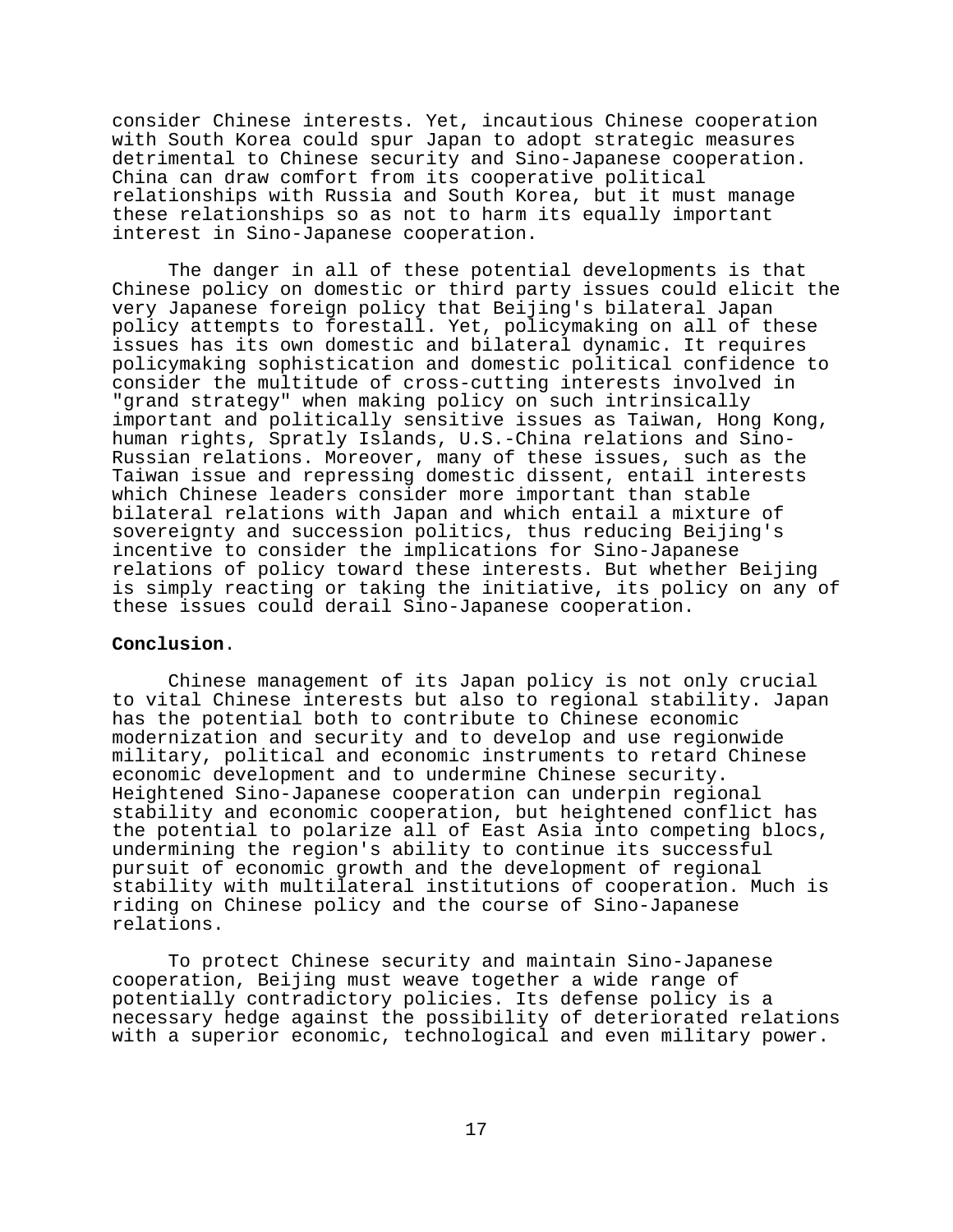consider Chinese interests. Yet, incautious Chinese cooperation with South Korea could spur Japan to adopt strategic measures detrimental to Chinese security and Sino-Japanese cooperation. China can draw comfort from its cooperative political relationships with Russia and South Korea, but it must manage these relationships so as not to harm its equally important interest in Sino-Japanese cooperation.

The danger in all of these potential developments is that Chinese policy on domestic or third party issues could elicit the very Japanese foreign policy that Beijing's bilateral Japan policy attempts to forestall. Yet, policymaking on all of these issues has its own domestic and bilateral dynamic. It requires policymaking sophistication and domestic political confidence to consider the multitude of cross-cutting interests involved in "grand strategy" when making policy on such intrinsically important and politically sensitive issues as Taiwan, Hong Kong, human rights, Spratly Islands, U.S.-China relations and Sino-Russian relations. Moreover, many of these issues, such as the Taiwan issue and repressing domestic dissent, entail interests which Chinese leaders consider more important than stable bilateral relations with Japan and which entail a mixture of sovereignty and succession politics, thus reducing Beijing's incentive to consider the implications for Sino-Japanese relations of policy toward these interests. But whether Beijing is simply reacting or taking the initiative, its policy on any of these issues could derail Sino-Japanese cooperation.

**Conclusion**.

Chinese management of its Japan policy is not only crucial to vital Chinese interests but also to regional stability. Japan has the potential both to contribute to Chinese economic modernization and security and to develop and use regionwide military, political and economic instruments to retard Chinese economic development and to undermine Chinese security. Heightened Sino-Japanese cooperation can underpin regional stability and economic cooperation, but heightened conflict has the potential to polarize all of East Asia into competing blocs, undermining the region's ability to continue its successful pursuit of economic growth and the development of regional stability with multilateral institutions of cooperation. Much is riding on Chinese policy and the course of Sino-Japanese relations.

To protect Chinese security and maintain Sino-Japanese cooperation, Beijing must weave together a wide range of potentially contradictory policies. Its defense policy is a necessary hedge against the possibility of deteriorated relations with a superior economic, technological and even military power.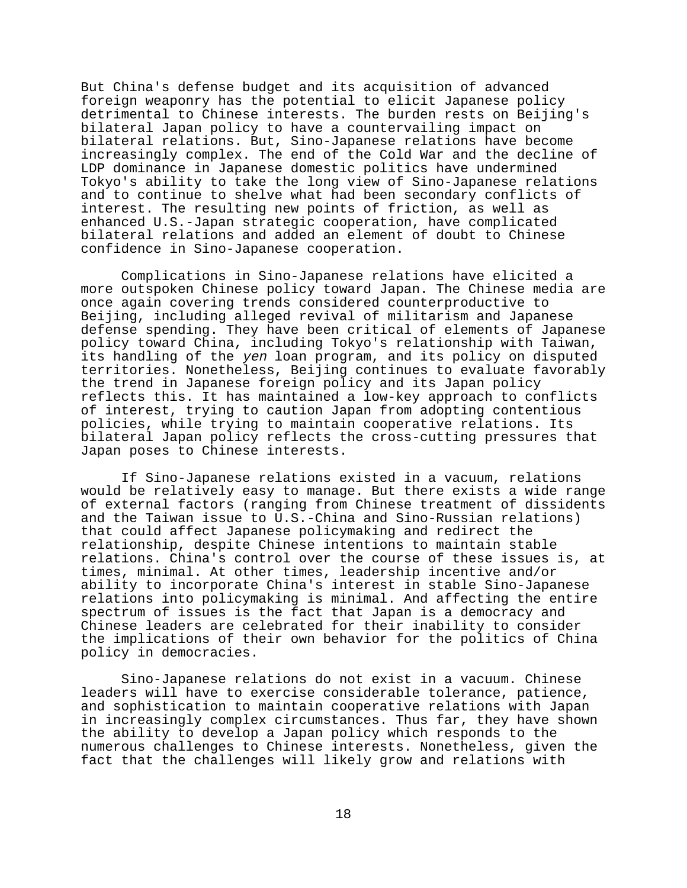But China's defense budget and its acquisition of advanced foreign weaponry has the potential to elicit Japanese policy detrimental to Chinese interests. The burden rests on Beijing's bilateral Japan policy to have a countervailing impact on bilateral relations. But, Sino-Japanese relations have become increasingly complex. The end of the Cold War and the decline of LDP dominance in Japanese domestic politics have undermined Tokyo's ability to take the long view of Sino-Japanese relations and to continue to shelve what had been secondary conflicts of interest. The resulting new points of friction, as well as enhanced U.S.-Japan strategic cooperation, have complicated bilateral relations and added an element of doubt to Chinese confidence in Sino-Japanese cooperation.

Complications in Sino-Japanese relations have elicited a more outspoken Chinese policy toward Japan. The Chinese media are once again covering trends considered counterproductive to Beijing, including alleged revival of militarism and Japanese defense spending. They have been critical of elements of Japanese policy toward China, including Tokyo's relationship with Taiwan, its handling of the *yen* loan program, and its policy on disputed territories. Nonetheless, Beijing continues to evaluate favorably the trend in Japanese foreign policy and its Japan policy reflects this. It has maintained a low-key approach to conflicts of interest, trying to caution Japan from adopting contentious policies, while trying to maintain cooperative relations. Its bilateral Japan policy reflects the cross-cutting pressures that Japan poses to Chinese interests.

If Sino-Japanese relations existed in a vacuum, relations would be relatively easy to manage. But there exists a wide range of external factors (ranging from Chinese treatment of dissidents and the Taiwan issue to U.S.-China and Sino-Russian relations) that could affect Japanese policymaking and redirect the relationship, despite Chinese intentions to maintain stable relations. China's control over the course of these issues is, at times, minimal. At other times, leadership incentive and/or ability to incorporate China's interest in stable Sino-Japanese relations into policymaking is minimal. And affecting the entire spectrum of issues is the fact that Japan is a democracy and Chinese leaders are celebrated for their inability to consider the implications of their own behavior for the politics of China policy in democracies.

Sino-Japanese relations do not exist in a vacuum. Chinese leaders will have to exercise considerable tolerance, patience, and sophistication to maintain cooperative relations with Japan in increasingly complex circumstances. Thus far, they have shown the ability to develop a Japan policy which responds to the numerous challenges to Chinese interests. Nonetheless, given the fact that the challenges will likely grow and relations with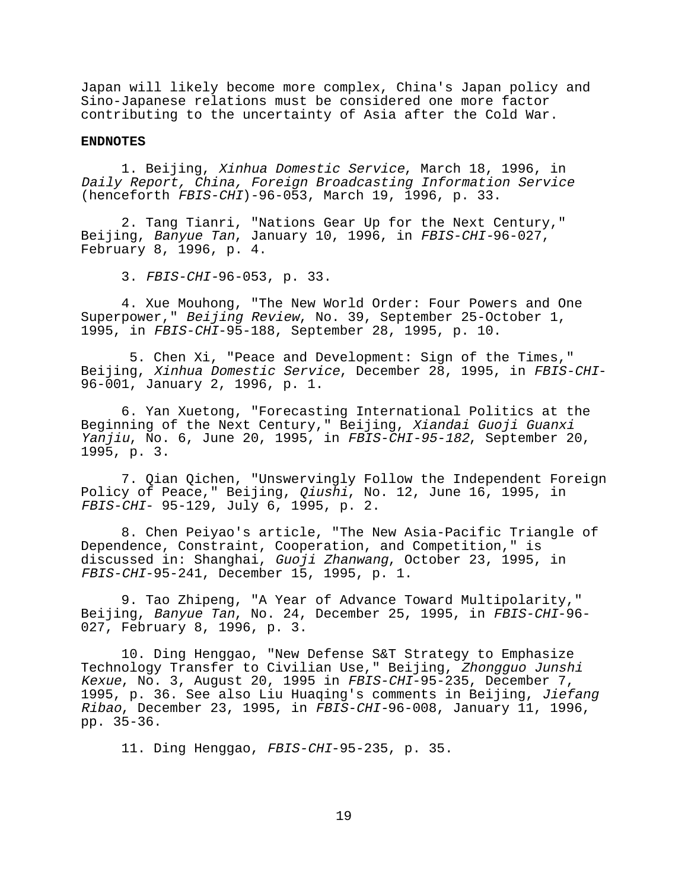Japan will likely become more complex, China's Japan policy and Sino-Japanese relations must be considered one more factor contributing to the uncertainty of Asia after the Cold War.

**ENDNOTES**

1. Beijing, *Xinhua Domestic Service*, March 18, 1996, in *Daily Report, China, Foreign Broadcasting Information Service* (henceforth *FBIS-CHI*)-96-053, March 19, 1996, p. 33.

2. Tang Tianri, "Nations Gear Up for the Next Century," Beijing, *Banyue Tan*, January 10, 1996, in *FBIS-CHI*-96-027, February 8, 1996, p. 4.

3. *FBIS-CHI*-96-053, p. 33.

4. Xue Mouhong, "The New World Order: Four Powers and One Superpower," *Beijing Review*, No. 39, September 25-October 1, 1995, in *FBIS-CHI*-95-188, September 28, 1995, p. 10.

5. Chen Xi, "Peace and Development: Sign of the Times," Beijing, *Xinhua Domestic Service*, December 28, 1995, in *FBIS-CHI*-96-001, January 2, 1996, p. 1.

6. Yan Xuetong, "Forecasting International Politics at the Beginning of the Next Century," Beijing, *Xiandai Guoji Guanxi Yanjiu*, No. 6, June 20, 1995, in *FBIS-CHI-95-182*, September 20, 1995, p. 3.

7. Qian Qichen, "Unswervingly Follow the Independent Foreign Policy of Peace," Beijing, *Qiushi*, No. 12, June 16, 1995, in *FBIS-CHI*- 95-129, July 6, 1995, p. 2.

8. Chen Peiyao's article, "The New Asia-Pacific Triangle of Dependence, Constraint, Cooperation, and Competition," is discussed in: Shanghai, *Guoji Zhanwang*, October 23, 1995, in *FBIS-CHI*-95-241, December 15, 1995, p. 1.

9. Tao Zhipeng, "A Year of Advance Toward Multipolarity," Beijing, *Banyue Tan*, No. 24, December 25, 1995, in *FBIS-CHI*-96-027, February 8, 1996, p. 3.

10. Ding Henggao, "New Defense S&T Strategy to Emphasize Technology Transfer to Civilian Use," Beijing, *Zhongguo Junshi Kexue*, No. 3, August 20, 1995 in *FBIS-CHI*-95-235, December 7, 1995, p. 36. See also Liu Huaqing's comments in Beijing, *Jiefang Ribao*, December 23, 1995, in *FBIS-CHI*-96-008, January 11, 1996, pp. 35-36.

11. Ding Henggao, *FBIS-CHI*-95-235, p. 35.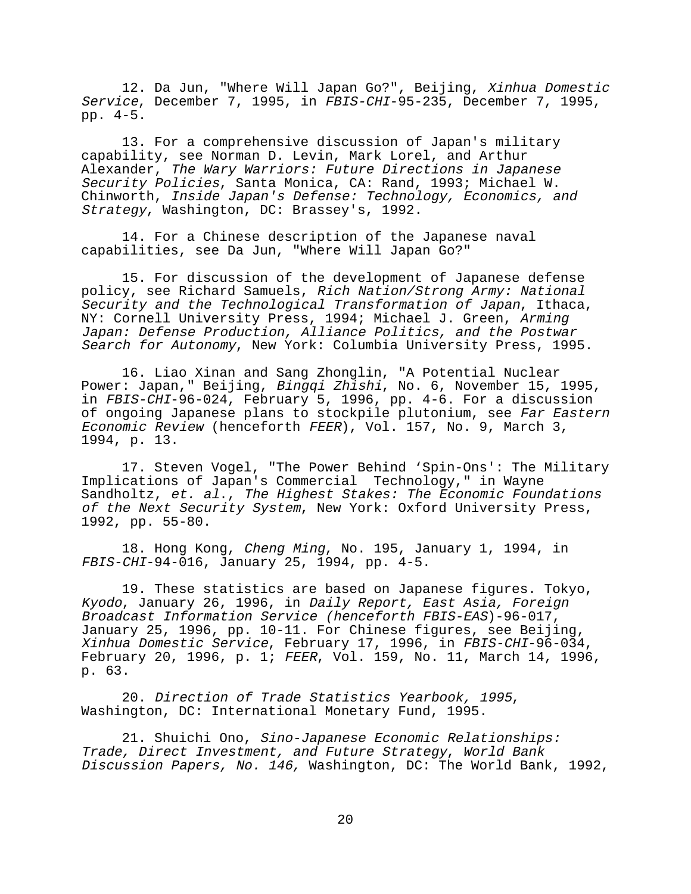12. Da Jun, "Where Will Japan Go?", Beijing, *Xinhua Domestic Service*, December 7, 1995, in *FBIS-CHI*-95-235, December 7, 1995, pp. 4-5.

13. For a comprehensive discussion of Japan's military capability, see Norman D. Levin, Mark Lorel, and Arthur Alexander, *The Wary Warriors: Future Directions in Japanese Security Policies*, Santa Monica, CA: Rand, 1993; Michael W. Chinworth, *Inside Japan's Defense: Technology, Economics, and Strategy*, Washington, DC: Brassey's, 1992.

14. For a Chinese description of the Japanese naval capabilities, see Da Jun, "Where Will Japan Go?"

15. For discussion of the development of Japanese defense policy, see Richard Samuels, *Rich Nation/Strong Army: National Security and the Technological Transformation of Japan*, Ithaca, NY: Cornell University Press, 1994; Michael J. Green, *Arming Japan: Defense Production, Alliance Politics, and the Postwar Search for Autonomy*, New York: Columbia University Press, 1995.

16. Liao Xinan and Sang Zhonglin, "A Potential Nuclear Power: Japan," Beijing, *Bingqi Zhishi*, No. 6, November 15, 1995, in *FBIS-CHI*-96-024, February 5, 1996, pp. 4-6. For a discussion of ongoing Japanese plans to stockpile plutonium, see *Far Eastern Economic Review* (henceforth *FEER*), Vol. 157, No. 9, March 3, 1994, p. 13.

17. Steven Vogel, "The Power Behind 'Spin-Ons': The Military Implications of Japan's Commercial Technology," in Wayne Sandholtz, *et. al.*, *The Highest Stakes: The Economic Foundations of the Next Security System*, New York: Oxford University Press, 1992, pp. 55-80.

18. Hong Kong, *Cheng Ming*, No. 195, January 1, 1994, in *FBIS-CHI*-94-016, January 25, 1994, pp. 4-5.

19. These statistics are based on Japanese figures. Tokyo, *Kyodo*, January 26, 1996, in *Daily Report, East Asia, Foreign Broadcast Information Service (henceforth FBIS-EAS)*-96-017, January 25, 1996, pp. 10-11. For Chinese figures, see Beijing, *Xinhua Domestic Service*, February 17, 1996, in *FBIS-CHI*-96-034, February 20, 1996, p. 1; *FEER*, Vol. 159, No. 11, March 14, 1996, p. 63.

20. *Direction of Trade Statistics Yearbook, 1995*, Washington, DC: International Monetary Fund, 1995.

21. Shuichi Ono, *Sino-Japanese Economic Relationships: Trade, Direct Investment, and Future Strategy*, *World Bank Discussion Papers, No. 146,* Washington, DC: The World Bank, 1992,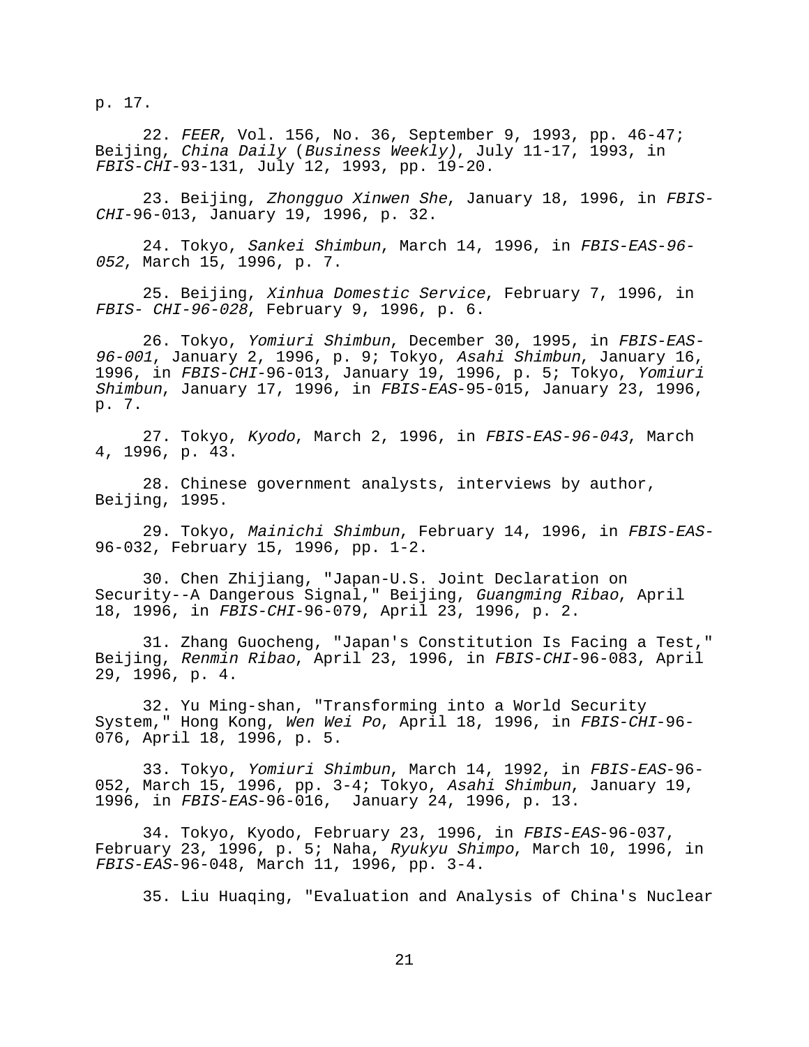p. 17.

22. *FEER*, Vol. 156, No. 36, September 9, 1993, pp. 46-47; Beijing, *China Daily* (*Business Weekly)*, July 11-17, 1993, in *FBIS-CHI*-93-131, July 12, 1993, pp. 19-20.

23. Beijing, *Zhongguo Xinwen She*, January 18, 1996, in *FBIS-CHI*-96-013, January 19, 1996, p. 32.

24. Tokyo, *Sankei Shimbun*, March 14, 1996, in *FBIS-EAS-96-052*, March 15, 1996, p. 7.

25. Beijing, *Xinhua Domestic Service*, February 7, 1996, in *FBIS- CHI-96-028*, February 9, 1996, p. 6.

26. Tokyo, *Yomiuri Shimbun*, December 30, 1995, in *FBIS-EAS-96-001*, January 2, 1996, p. 9; Tokyo, *Asahi Shimbun*, January 16, 1996, in *FBIS-CHI*-96-013, January 19, 1996, p. 5; Tokyo, *Yomiuri Shimbun*, January 17, 1996, in *FBIS-EAS*-95-015, January 23, 1996, p. 7.

27. Tokyo, *Kyodo*, March 2, 1996, in *FBIS-EAS-96-043*, March 4, 1996, p. 43.

28. Chinese government analysts, interviews by author, Beijing, 1995.

29. Tokyo, *Mainichi Shimbun*, February 14, 1996, in *FBIS-EAS*-96-032, February 15, 1996, pp. 1-2.

30. Chen Zhijiang, "Japan-U.S. Joint Declaration on Security--A Dangerous Signal," Beijing, *Guangming Ribao*, April 18, 1996, in *FBIS-CHI*-96-079, April 23, 1996, p. 2.

31. Zhang Guocheng, "Japan's Constitution Is Facing a Test," Beijing, *Renmin Ribao*, April 23, 1996, in *FBIS-CHI*-96-083, April 29, 1996, p. 4.

32. Yu Ming-shan, "Transforming into a World Security System," Hong Kong, *Wen Wei Po*, April 18, 1996, in *FBIS-CHI*-96-076, April 18, 1996, p. 5.

33. Tokyo, *Yomiuri Shimbun*, March 14, 1992, in *FBIS-EAS*-96-052, March 15, 1996, pp. 3-4; Tokyo, *Asahi Shimbun*, January 19, 1996, in *FBIS-EAS*-96-016, January 24, 1996, p. 13.

34. Tokyo, Kyodo, February 23, 1996, in *FBIS-EAS*-96-037, February 23, 1996, p. 5; Naha, *Ryukyu Shimpo*, March 10, 1996, in *FBIS-EAS*-96-048, March 11, 1996, pp. 3-4.

35. Liu Huaqing, "Evaluation and Analysis of China's Nuclear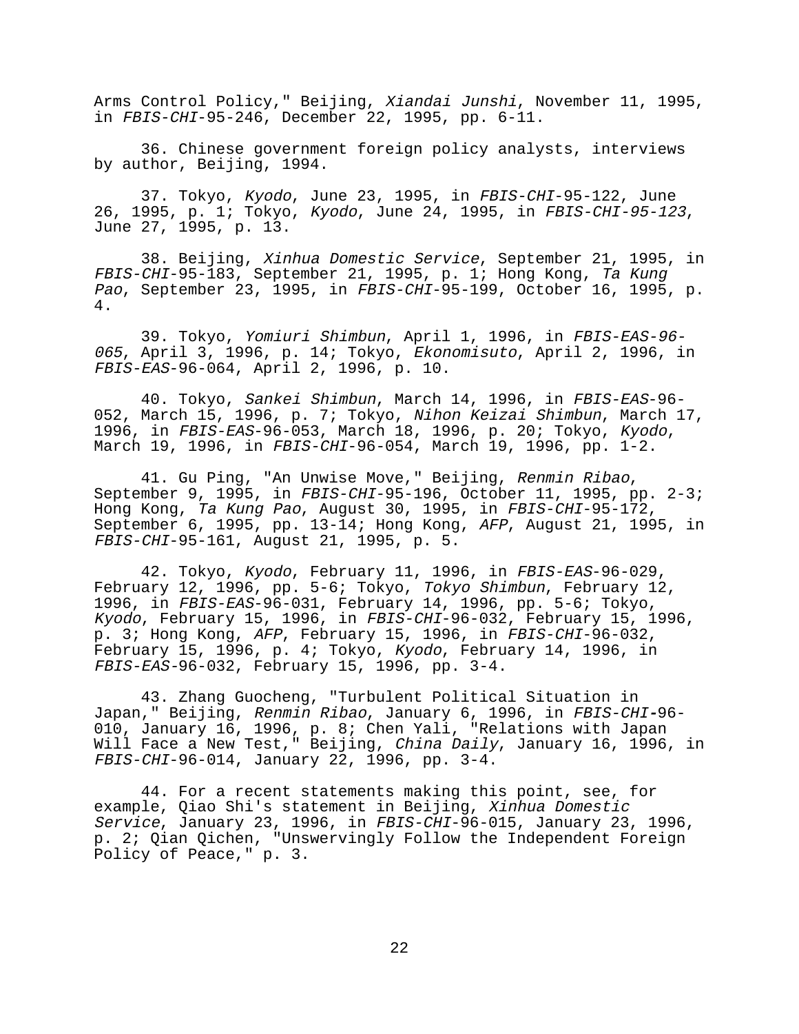Arms Control Policy," Beijing, *Xiandai Junshi*, November 11, 1995, in *FBIS-CHI*-95-246, December 22, 1995, pp. 6-11.

36. Chinese government foreign policy analysts, interviews by author, Beijing, 1994.

37. Tokyo, *Kyodo*, June 23, 1995, in *FBIS-CHI*-95-122, June 26, 1995, p. 1; Tokyo, *Kyodo*, June 24, 1995, in *FBIS-CHI-95-123*, June 27, 1995, p. 13.

38. Beijing, *Xinhua Domestic Service*, September 21, 1995, in *FBIS-CHI*-95-183, September 21, 1995, p. 1; Hong Kong, *Ta Kung Pao*, September 23, 1995, in *FBIS-CHI*-95-199, October 16, 1995, p. 4.

39. Tokyo, *Yomiuri Shimbun*, April 1, 1996, in *FBIS-EAS-96-065*, April 3, 1996, p. 14; Tokyo, *Ekonomisuto*, April 2, 1996, in *FBIS-EAS*-96-064, April 2, 1996, p. 10.

40. Tokyo, *Sankei Shimbun*, March 14, 1996, in *FBIS-EAS*-96-052, March 15, 1996, p. 7; Tokyo, *Nihon Keizai Shimbun*, March 17, 1996, in *FBIS-EAS*-96-053, March 18, 1996, p. 20; Tokyo, *Kyodo*, March 19, 1996, in *FBIS-CHI*-96-054, March 19, 1996, pp. 1-2.

41. Gu Ping, "An Unwise Move," Beijing, *Renmin Ribao*, September 9, 1995, in *FBIS-CHI*-95-196, October 11, 1995, pp. 2-3; Hong Kong, *Ta Kung Pao*, August 30, 1995, in *FBIS-CHI*-95-172, September 6, 1995, pp. 13-14; Hong Kong, *AFP*, August 21, 1995, in *FBIS-CHI*-95-161, August 21, 1995, p. 5.

42. Tokyo, *Kyodo*, February 11, 1996, in *FBIS-EAS*-96-029, February 12, 1996, pp. 5-6; Tokyo, *Tokyo Shimbun*, February 12, 1996, in *FBIS-EAS*-96-031, February 14, 1996, pp. 5-6; Tokyo, *Kyodo*, February 15, 1996, in *FBIS-CHI*-96-032, February 15, 1996, p. 3; Hong Kong, *AFP*, February 15, 1996, in *FBIS-CHI*-96-032, February 15, 1996, p. 4; Tokyo, *Kyodo*, February 14, 1996, in *FBIS-EAS*-96-032, February 15, 1996, pp. 3-4.

43. Zhang Guocheng, "Turbulent Political Situation in Japan," Beijing, *Renmin Ribao*, January 6, 1996, in *FBIS-CHI*-96-010, January 16, 1996, p. 8; Chen Yali, "Relations with Japan Will Face a New Test," Beijing, *China Daily*, January 16, 1996, in *FBIS-CHI*-96-014, January 22, 1996, pp. 3-4.

44. For a recent statements making this point, see, for example, Qiao Shi's statement in Beijing, *Xinhua Domestic Service*, January 23, 1996, in *FBIS-CHI*-96-015, January 23, 1996, p. 2; Qian Qichen, "Unswervingly Follow the Independent Foreign Policy of Peace," p. 3.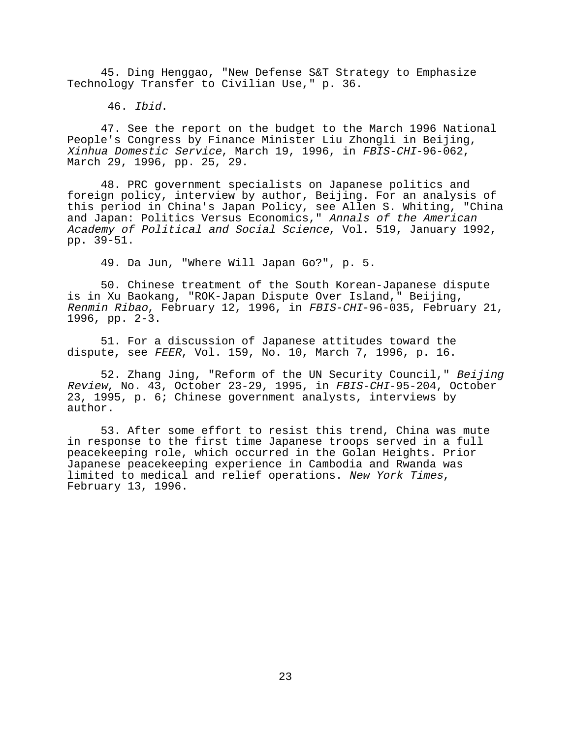45. Ding Henggao, "New Defense S&T Strategy to Emphasize Technology Transfer to Civilian Use," p. 36.

46. *Ibid*.

47. See the report on the budget to the March 1996 National People's Congress by Finance Minister Liu Zhongli in Beijing, *Xinhua Domestic Service*, March 19, 1996, in *FBIS-CHI*-96-062, March 29, 1996, pp. 25, 29.

48. PRC government specialists on Japanese politics and foreign policy, interview by author, Beijing. For an analysis of this period in China's Japan Policy, see Allen S. Whiting, "China and Japan: Politics Versus Economics," *Annals of the American Academy of Political and Social Science*, Vol. 519, January 1992, pp. 39-51.

49. Da Jun, "Where Will Japan Go?", p. 5.

50. Chinese treatment of the South Korean-Japanese dispute is in Xu Baokang, "ROK-Japan Dispute Over Island," Beijing, *Renmin Ribao*, February 12, 1996, in *FBIS-CHI*-96-035, February 21, 1996, pp. 2-3.

51. For a discussion of Japanese attitudes toward the dispute, see *FEER*, Vol. 159, No. 10, March 7, 1996, p. 16.

52. Zhang Jing, "Reform of the UN Security Council," *Beijing Review*, No. 43, October 23-29, 1995, in *FBIS-CHI*-95-204, October 23, 1995, p. 6; Chinese government analysts, interviews by author.

53. After some effort to resist this trend, China was mute in response to the first time Japanese troops served in a full peacekeeping role, which occurred in the Golan Heights. Prior Japanese peacekeeping experience in Cambodia and Rwanda was limited to medical and relief operations. *New York Times*, February 13, 1996.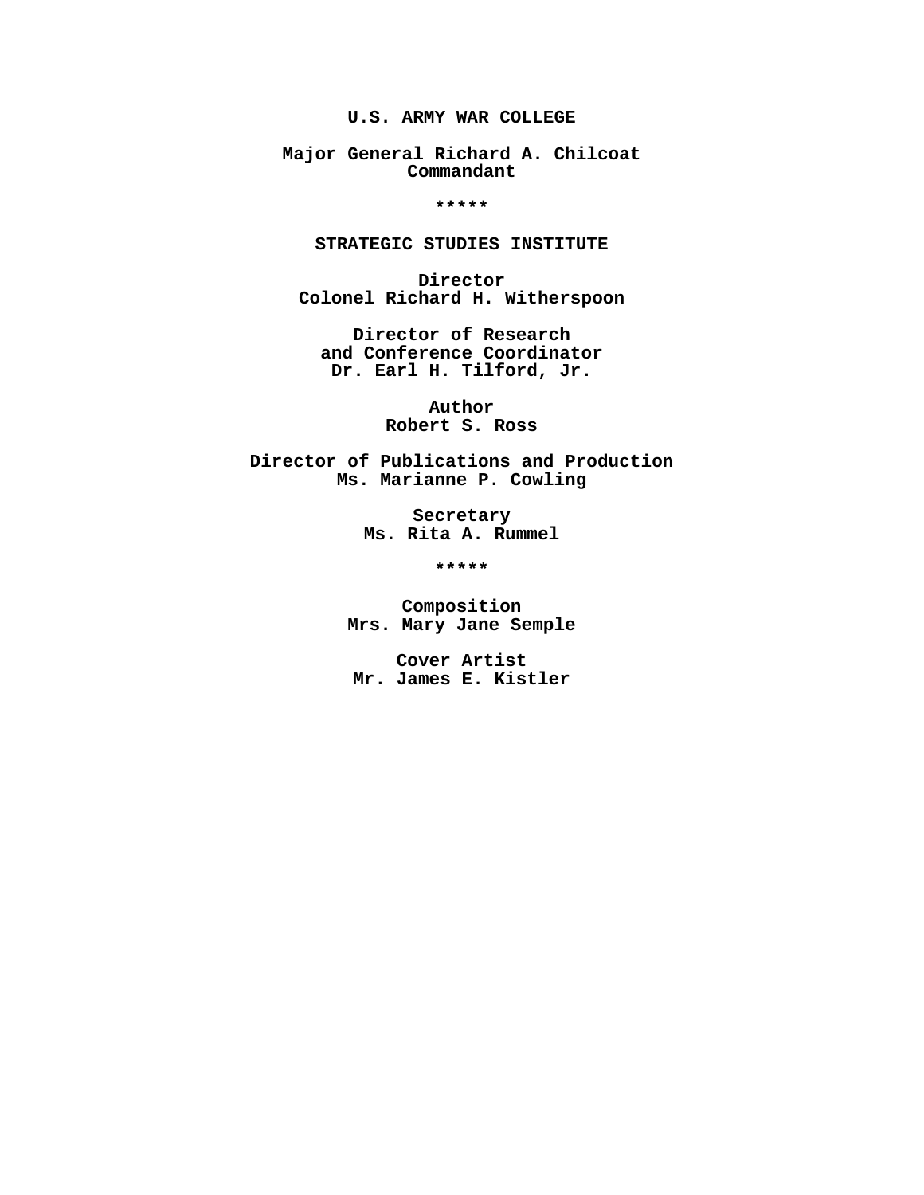**U.S. ARMY WAR COLLEGE**

**Major General Richard A. Chilcoat**
**Commandant**

*****

**STRATEGIC STUDIES INSTITUTE**

**Director**
**Colonel Richard H. Witherspoon**

**Director of Research**
**and Conference Coordinator**
**Dr. Earl H. Tilford, Jr.**

**Author**
**Robert S. Ross**

**Director of Publications and Production**
**Ms. Marianne P. Cowling**

**Secretary**
**Ms. Rita A. Rummel**

*****

**Composition**
**Mrs. Mary Jane Semple**

**Cover Artist**
**Mr. James E. Kistler**